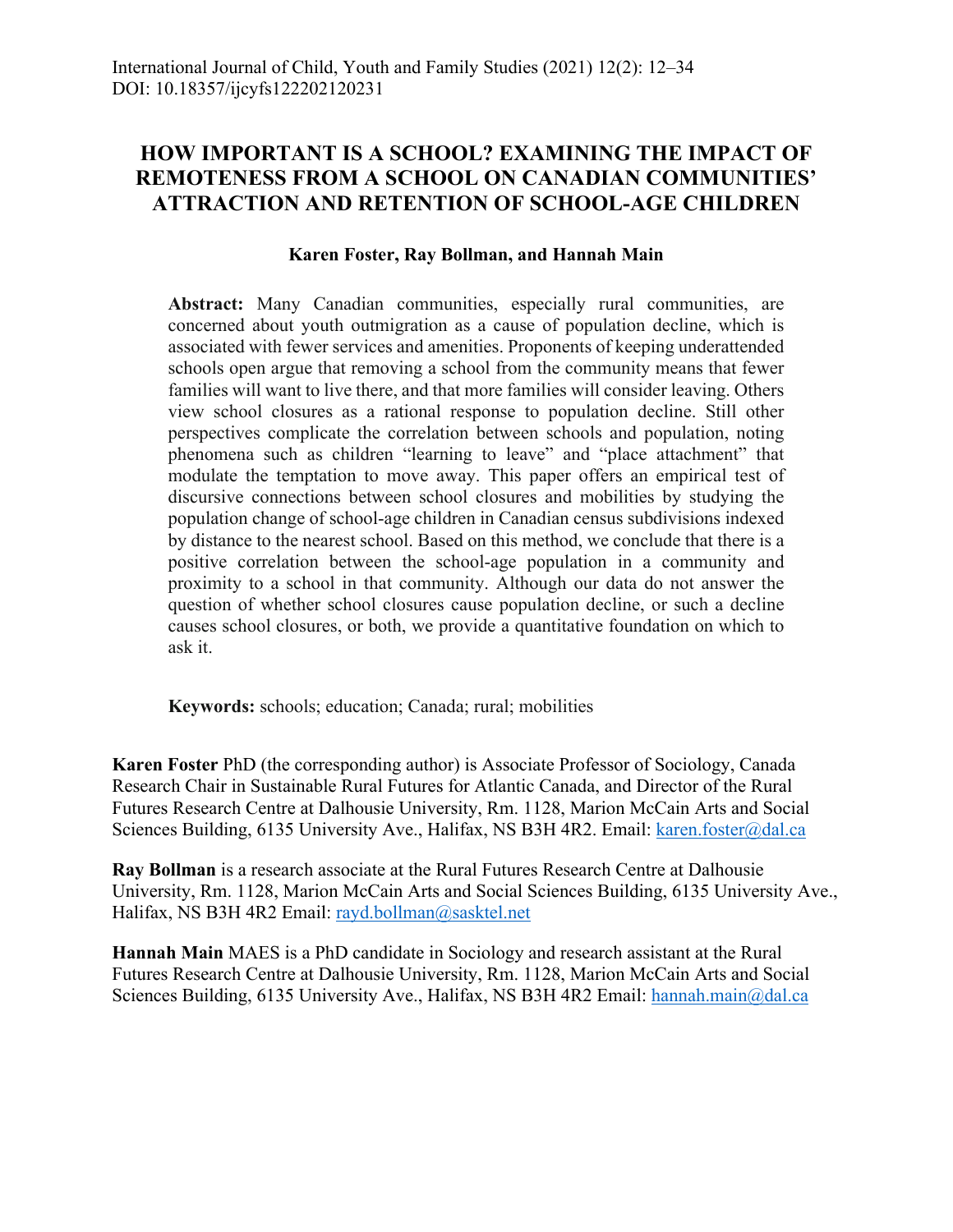International Journal of Child, Youth and Family Studies (2021) 12(2): 12–34
DOI: 10.18357/ijcyfs122202120231

# HOW IMPORTANT IS A SCHOOL? EXAMINING THE IMPACT OF REMOTENESS FROM A SCHOOL ON CANADIAN COMMUNITIES' ATTRACTION AND RETENTION OF SCHOOL-AGE CHILDREN

**Karen Foster, Ray Bollman, and Hannah Main**

**Abstract:** Many Canadian communities, especially rural communities, are concerned about youth outmigration as a cause of population decline, which is associated with fewer services and amenities. Proponents of keeping underattended schools open argue that removing a school from the community means that fewer families will want to live there, and that more families will consider leaving. Others view school closures as a rational response to population decline. Still other perspectives complicate the correlation between schools and population, noting phenomena such as children "learning to leave" and "place attachment" that modulate the temptation to move away. This paper offers an empirical test of discursive connections between school closures and mobilities by studying the population change of school-age children in Canadian census subdivisions indexed by distance to the nearest school. Based on this method, we conclude that there is a positive correlation between the school-age population in a community and proximity to a school in that community. Although our data do not answer the question of whether school closures cause population decline, or such a decline causes school closures, or both, we provide a quantitative foundation on which to ask it.

**Keywords:** schools; education; Canada; rural; mobilities

**Karen Foster** PhD (the corresponding author) is Associate Professor of Sociology, Canada Research Chair in Sustainable Rural Futures for Atlantic Canada, and Director of the Rural Futures Research Centre at Dalhousie University, Rm. 1128, Marion McCain Arts and Social Sciences Building, 6135 University Ave., Halifax, NS B3H 4R2. Email: karen.foster@dal.ca

**Ray Bollman** is a research associate at the Rural Futures Research Centre at Dalhousie University, Rm. 1128, Marion McCain Arts and Social Sciences Building, 6135 University Ave., Halifax, NS B3H 4R2 Email: rayd.bollman@sasktel.net

**Hannah Main** MAES is a PhD candidate in Sociology and research assistant at the Rural Futures Research Centre at Dalhousie University, Rm. 1128, Marion McCain Arts and Social Sciences Building, 6135 University Ave., Halifax, NS B3H 4R2 Email: hannah.main@dal.ca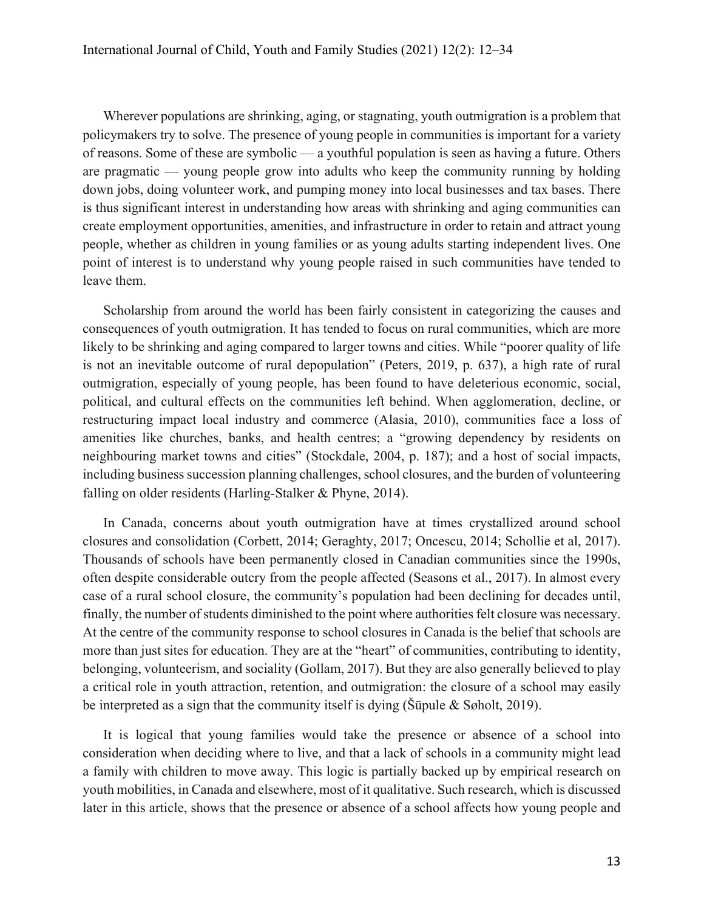Wherever populations are shrinking, aging, or stagnating, youth outmigration is a problem that policymakers try to solve. The presence of young people in communities is important for a variety of reasons. Some of these are symbolic — a youthful population is seen as having a future. Others are pragmatic — young people grow into adults who keep the community running by holding down jobs, doing volunteer work, and pumping money into local businesses and tax bases. There is thus significant interest in understanding how areas with shrinking and aging communities can create employment opportunities, amenities, and infrastructure in order to retain and attract young people, whether as children in young families or as young adults starting independent lives. One point of interest is to understand why young people raised in such communities have tended to leave them.

Scholarship from around the world has been fairly consistent in categorizing the causes and consequences of youth outmigration. It has tended to focus on rural communities, which are more likely to be shrinking and aging compared to larger towns and cities. While "poorer quality of life is not an inevitable outcome of rural depopulation" (Peters, 2019, p. 637), a high rate of rural outmigration, especially of young people, has been found to have deleterious economic, social, political, and cultural effects on the communities left behind. When agglomeration, decline, or restructuring impact local industry and commerce (Alasia, 2010), communities face a loss of amenities like churches, banks, and health centres; a "growing dependency by residents on neighbouring market towns and cities" (Stockdale, 2004, p. 187); and a host of social impacts, including business succession planning challenges, school closures, and the burden of volunteering falling on older residents (Harling-Stalker & Phyne, 2014).

In Canada, concerns about youth outmigration have at times crystallized around school closures and consolidation (Corbett, 2014; Geraghty, 2017; Oncescu, 2014; Schollie et al, 2017). Thousands of schools have been permanently closed in Canadian communities since the 1990s, often despite considerable outcry from the people affected (Seasons et al., 2017). In almost every case of a rural school closure, the community's population had been declining for decades until, finally, the number of students diminished to the point where authorities felt closure was necessary. At the centre of the community response to school closures in Canada is the belief that schools are more than just sites for education. They are at the "heart" of communities, contributing to identity, belonging, volunteerism, and sociality (Gollam, 2017). But they are also generally believed to play a critical role in youth attraction, retention, and outmigration: the closure of a school may easily be interpreted as a sign that the community itself is dying (Šūpule & Søholt, 2019).

It is logical that young families would take the presence or absence of a school into consideration when deciding where to live, and that a lack of schools in a community might lead a family with children to move away. This logic is partially backed up by empirical research on youth mobilities, in Canada and elsewhere, most of it qualitative. Such research, which is discussed later in this article, shows that the presence or absence of a school affects how young people and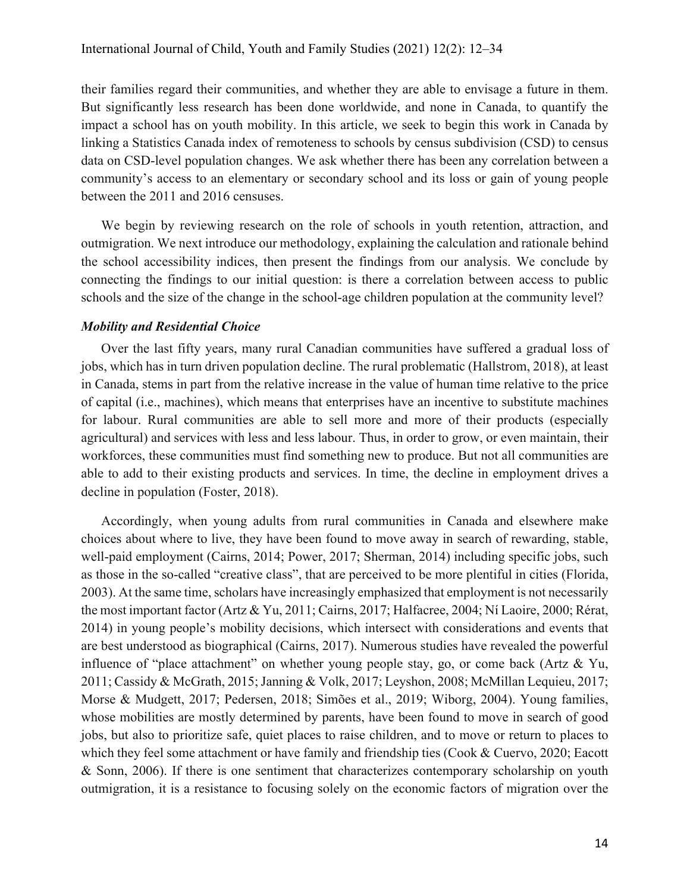their families regard their communities, and whether they are able to envisage a future in them. But significantly less research has been done worldwide, and none in Canada, to quantify the impact a school has on youth mobility. In this article, we seek to begin this work in Canada by linking a Statistics Canada index of remoteness to schools by census subdivision (CSD) to census data on CSD-level population changes. We ask whether there has been any correlation between a community's access to an elementary or secondary school and its loss or gain of young people between the 2011 and 2016 censuses.

We begin by reviewing research on the role of schools in youth retention, attraction, and outmigration. We next introduce our methodology, explaining the calculation and rationale behind the school accessibility indices, then present the findings from our analysis. We conclude by connecting the findings to our initial question: is there a correlation between access to public schools and the size of the change in the school-age children population at the community level?

### *Mobility and Residential Choice*

Over the last fifty years, many rural Canadian communities have suffered a gradual loss of jobs, which has in turn driven population decline. The rural problematic (Hallstrom, 2018), at least in Canada, stems in part from the relative increase in the value of human time relative to the price of capital (i.e., machines), which means that enterprises have an incentive to substitute machines for labour. Rural communities are able to sell more and more of their products (especially agricultural) and services with less and less labour. Thus, in order to grow, or even maintain, their workforces, these communities must find something new to produce. But not all communities are able to add to their existing products and services. In time, the decline in employment drives a decline in population (Foster, 2018).

Accordingly, when young adults from rural communities in Canada and elsewhere make choices about where to live, they have been found to move away in search of rewarding, stable, well-paid employment (Cairns, 2014; Power, 2017; Sherman, 2014) including specific jobs, such as those in the so-called "creative class", that are perceived to be more plentiful in cities (Florida, 2003). At the same time, scholars have increasingly emphasized that employment is not necessarily the most important factor (Artz & Yu, 2011; Cairns, 2017; Halfacree, 2004; Ní Laoire, 2000; Rérat, 2014) in young people's mobility decisions, which intersect with considerations and events that are best understood as biographical (Cairns, 2017). Numerous studies have revealed the powerful influence of "place attachment" on whether young people stay, go, or come back (Artz & Yu, 2011; Cassidy & McGrath, 2015; Janning & Volk, 2017; Leyshon, 2008; McMillan Lequieu, 2017; Morse & Mudgett, 2017; Pedersen, 2018; Simões et al., 2019; Wiborg, 2004). Young families, whose mobilities are mostly determined by parents, have been found to move in search of good jobs, but also to prioritize safe, quiet places to raise children, and to move or return to places to which they feel some attachment or have family and friendship ties (Cook & Cuervo, 2020; Eacott & Sonn, 2006). If there is one sentiment that characterizes contemporary scholarship on youth outmigration, it is a resistance to focusing solely on the economic factors of migration over the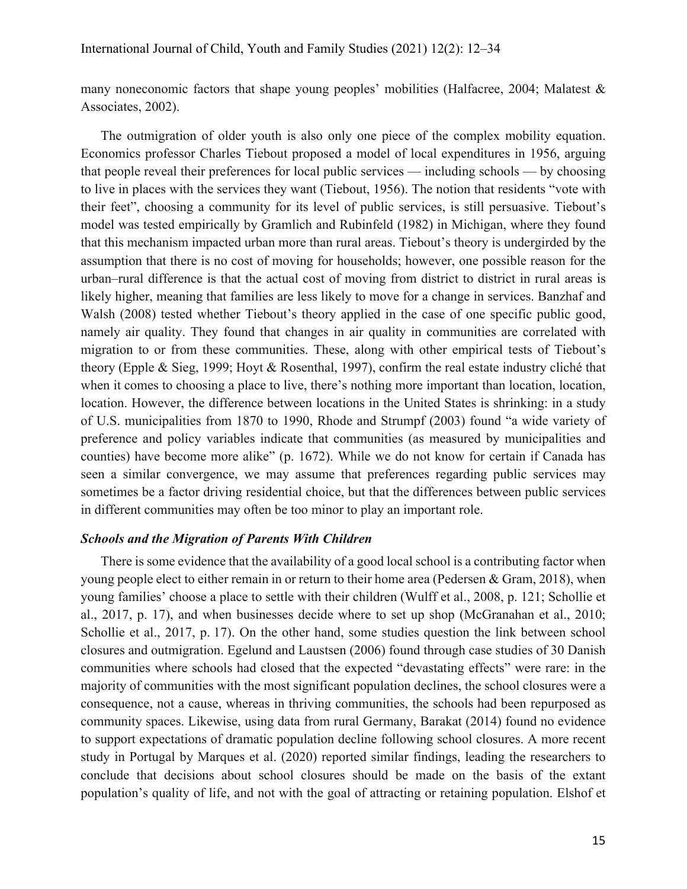many noneconomic factors that shape young peoples' mobilities (Halfacree, 2004; Malatest & Associates, 2002).

The outmigration of older youth is also only one piece of the complex mobility equation. Economics professor Charles Tiebout proposed a model of local expenditures in 1956, arguing that people reveal their preferences for local public services — including schools — by choosing to live in places with the services they want (Tiebout, 1956). The notion that residents "vote with their feet", choosing a community for its level of public services, is still persuasive. Tiebout's model was tested empirically by Gramlich and Rubinfeld (1982) in Michigan, where they found that this mechanism impacted urban more than rural areas. Tiebout's theory is undergirded by the assumption that there is no cost of moving for households; however, one possible reason for the urban–rural difference is that the actual cost of moving from district to district in rural areas is likely higher, meaning that families are less likely to move for a change in services. Banzhaf and Walsh (2008) tested whether Tiebout's theory applied in the case of one specific public good, namely air quality. They found that changes in air quality in communities are correlated with migration to or from these communities. These, along with other empirical tests of Tiebout's theory (Epple & Sieg, 1999; Hoyt & Rosenthal, 1997), confirm the real estate industry cliché that when it comes to choosing a place to live, there's nothing more important than location, location, location. However, the difference between locations in the United States is shrinking: in a study of U.S. municipalities from 1870 to 1990, Rhode and Strumpf (2003) found "a wide variety of preference and policy variables indicate that communities (as measured by municipalities and counties) have become more alike" (p. 1672). While we do not know for certain if Canada has seen a similar convergence, we may assume that preferences regarding public services may sometimes be a factor driving residential choice, but that the differences between public services in different communities may often be too minor to play an important role.

### *Schools and the Migration of Parents With Children*

There is some evidence that the availability of a good local school is a contributing factor when young people elect to either remain in or return to their home area (Pedersen & Gram, 2018), when young families' choose a place to settle with their children (Wulff et al., 2008, p. 121; Schollie et al., 2017, p. 17), and when businesses decide where to set up shop (McGranahan et al., 2010; Schollie et al., 2017, p. 17). On the other hand, some studies question the link between school closures and outmigration. Egelund and Laustsen (2006) found through case studies of 30 Danish communities where schools had closed that the expected "devastating effects" were rare: in the majority of communities with the most significant population declines, the school closures were a consequence, not a cause, whereas in thriving communities, the schools had been repurposed as community spaces. Likewise, using data from rural Germany, Barakat (2014) found no evidence to support expectations of dramatic population decline following school closures. A more recent study in Portugal by Marques et al. (2020) reported similar findings, leading the researchers to conclude that decisions about school closures should be made on the basis of the extant population's quality of life, and not with the goal of attracting or retaining population. Elshof et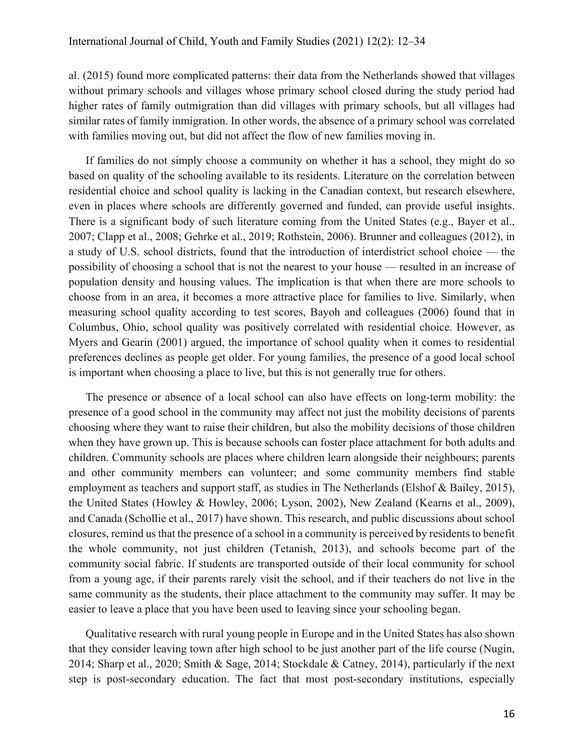al. (2015) found more complicated patterns: their data from the Netherlands showed that villages without primary schools and villages whose primary school closed during the study period had higher rates of family outmigration than did villages with primary schools, but all villages had similar rates of family inmigration. In other words, the absence of a primary school was correlated with families moving out, but did not affect the flow of new families moving in.

If families do not simply choose a community on whether it has a school, they might do so based on quality of the schooling available to its residents. Literature on the correlation between residential choice and school quality is lacking in the Canadian context, but research elsewhere, even in places where schools are differently governed and funded, can provide useful insights. There is a significant body of such literature coming from the United States (e.g., Bayer et al., 2007; Clapp et al., 2008; Gehrke et al., 2019; Rothstein, 2006). Brunner and colleagues (2012), in a study of U.S. school districts, found that the introduction of interdistrict school choice — the possibility of choosing a school that is not the nearest to your house — resulted in an increase of population density and housing values. The implication is that when there are more schools to choose from in an area, it becomes a more attractive place for families to live. Similarly, when measuring school quality according to test scores, Bayoh and colleagues (2006) found that in Columbus, Ohio, school quality was positively correlated with residential choice. However, as Myers and Gearin (2001) argued, the importance of school quality when it comes to residential preferences declines as people get older. For young families, the presence of a good local school is important when choosing a place to live, but this is not generally true for others.

The presence or absence of a local school can also have effects on long-term mobility: the presence of a good school in the community may affect not just the mobility decisions of parents choosing where they want to raise their children, but also the mobility decisions of those children when they have grown up. This is because schools can foster place attachment for both adults and children. Community schools are places where children learn alongside their neighbours; parents and other community members can volunteer; and some community members find stable employment as teachers and support staff, as studies in The Netherlands (Elshof & Bailey, 2015), the United States (Howley & Howley, 2006; Lyson, 2002), New Zealand (Kearns et al., 2009), and Canada (Schollie et al., 2017) have shown. This research, and public discussions about school closures, remind us that the presence of a school in a community is perceived by residents to benefit the whole community, not just children (Tetanish, 2013), and schools become part of the community social fabric. If students are transported outside of their local community for school from a young age, if their parents rarely visit the school, and if their teachers do not live in the same community as the students, their place attachment to the community may suffer. It may be easier to leave a place that you have been used to leaving since your schooling began.

Qualitative research with rural young people in Europe and in the United States has also shown that they consider leaving town after high school to be just another part of the life course (Nugin, 2014; Sharp et al., 2020; Smith & Sage, 2014; Stockdale & Catney, 2014), particularly if the next step is post-secondary education. The fact that most post-secondary institutions, especially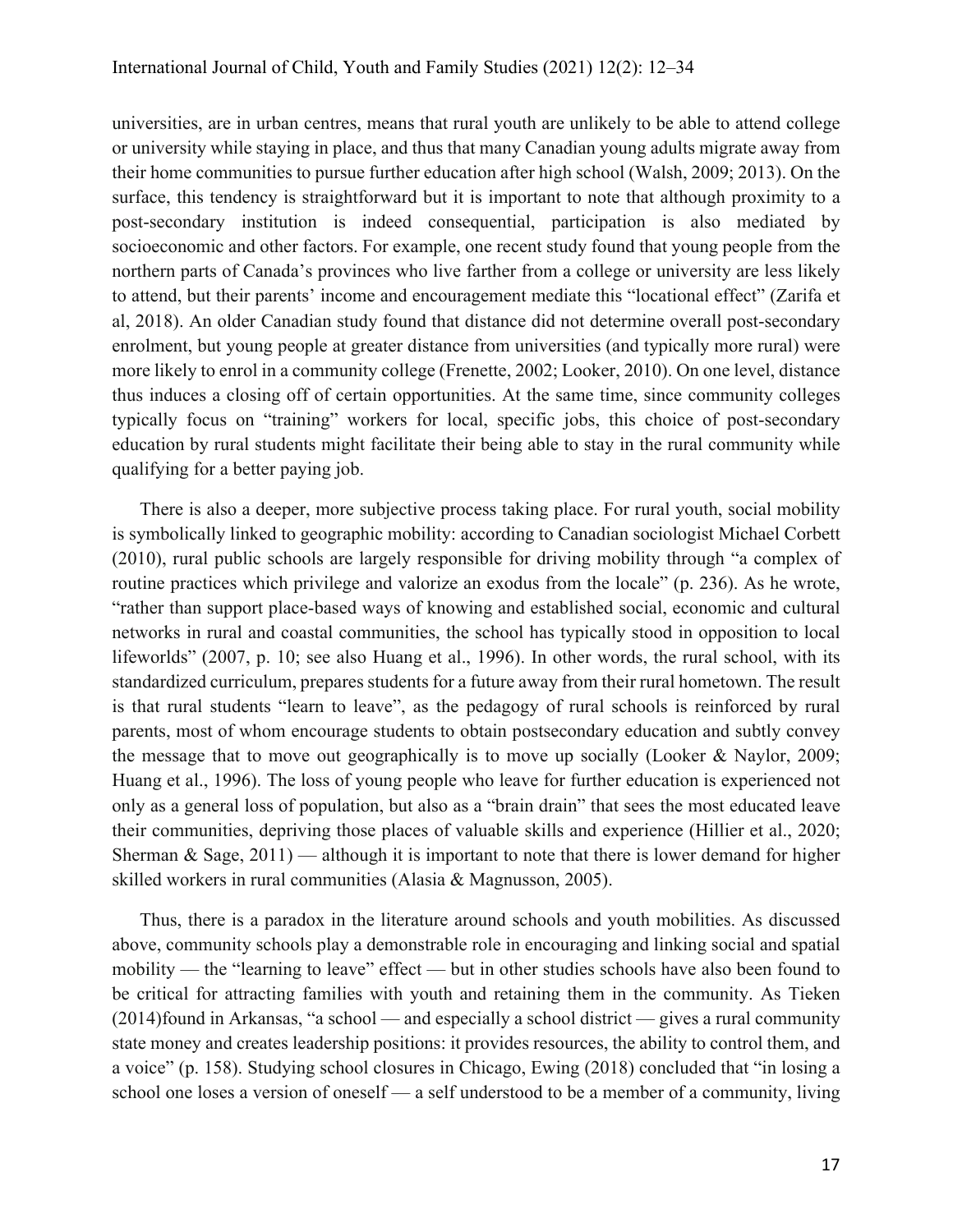universities, are in urban centres, means that rural youth are unlikely to be able to attend college or university while staying in place, and thus that many Canadian young adults migrate away from their home communities to pursue further education after high school (Walsh, 2009; 2013). On the surface, this tendency is straightforward but it is important to note that although proximity to a post-secondary institution is indeed consequential, participation is also mediated by socioeconomic and other factors. For example, one recent study found that young people from the northern parts of Canada's provinces who live farther from a college or university are less likely to attend, but their parents' income and encouragement mediate this "locational effect" (Zarifa et al, 2018). An older Canadian study found that distance did not determine overall post-secondary enrolment, but young people at greater distance from universities (and typically more rural) were more likely to enrol in a community college (Frenette, 2002; Looker, 2010). On one level, distance thus induces a closing off of certain opportunities. At the same time, since community colleges typically focus on "training" workers for local, specific jobs, this choice of post-secondary education by rural students might facilitate their being able to stay in the rural community while qualifying for a better paying job.

There is also a deeper, more subjective process taking place. For rural youth, social mobility is symbolically linked to geographic mobility: according to Canadian sociologist Michael Corbett (2010), rural public schools are largely responsible for driving mobility through "a complex of routine practices which privilege and valorize an exodus from the locale" (p. 236). As he wrote, "rather than support place-based ways of knowing and established social, economic and cultural networks in rural and coastal communities, the school has typically stood in opposition to local lifeworlds" (2007, p. 10; see also Huang et al., 1996). In other words, the rural school, with its standardized curriculum, prepares students for a future away from their rural hometown. The result is that rural students "learn to leave", as the pedagogy of rural schools is reinforced by rural parents, most of whom encourage students to obtain postsecondary education and subtly convey the message that to move out geographically is to move up socially (Looker & Naylor, 2009; Huang et al., 1996). The loss of young people who leave for further education is experienced not only as a general loss of population, but also as a "brain drain" that sees the most educated leave their communities, depriving those places of valuable skills and experience (Hillier et al., 2020; Sherman & Sage, 2011) — although it is important to note that there is lower demand for higher skilled workers in rural communities (Alasia & Magnusson, 2005).

Thus, there is a paradox in the literature around schools and youth mobilities. As discussed above, community schools play a demonstrable role in encouraging and linking social and spatial mobility — the "learning to leave" effect — but in other studies schools have also been found to be critical for attracting families with youth and retaining them in the community. As Tieken (2014)found in Arkansas, "a school — and especially a school district — gives a rural community state money and creates leadership positions: it provides resources, the ability to control them, and a voice" (p. 158). Studying school closures in Chicago, Ewing (2018) concluded that "in losing a school one loses a version of oneself — a self understood to be a member of a community, living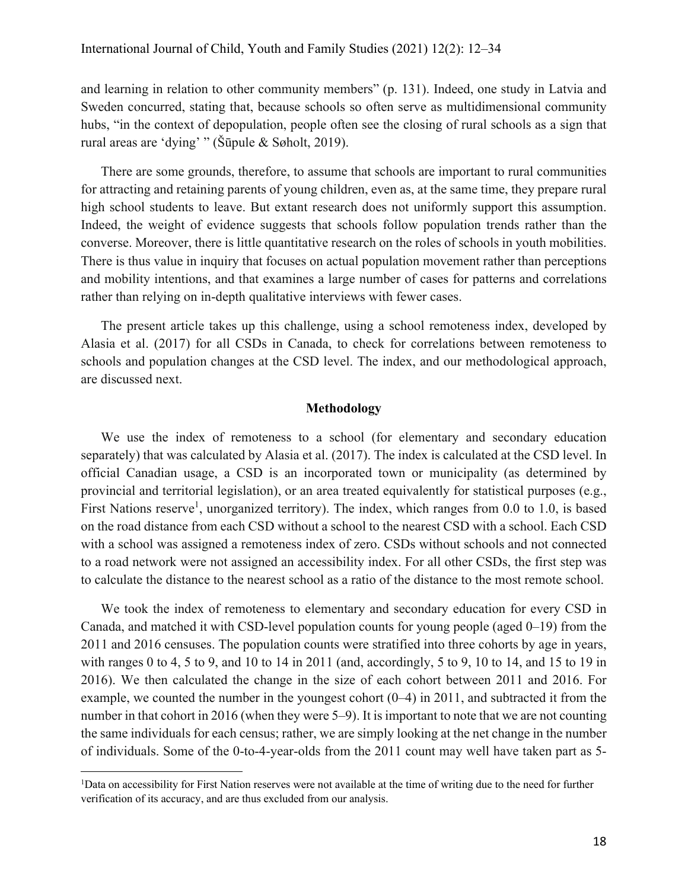and learning in relation to other community members" (p. 131). Indeed, one study in Latvia and Sweden concurred, stating that, because schools so often serve as multidimensional community hubs, "in the context of depopulation, people often see the closing of rural schools as a sign that rural areas are 'dying' " (Šūpule & Søholt, 2019).

There are some grounds, therefore, to assume that schools are important to rural communities for attracting and retaining parents of young children, even as, at the same time, they prepare rural high school students to leave. But extant research does not uniformly support this assumption. Indeed, the weight of evidence suggests that schools follow population trends rather than the converse. Moreover, there is little quantitative research on the roles of schools in youth mobilities. There is thus value in inquiry that focuses on actual population movement rather than perceptions and mobility intentions, and that examines a large number of cases for patterns and correlations rather than relying on in-depth qualitative interviews with fewer cases.

The present article takes up this challenge, using a school remoteness index, developed by Alasia et al. (2017) for all CSDs in Canada, to check for correlations between remoteness to schools and population changes at the CSD level. The index, and our methodological approach, are discussed next.

## Methodology

We use the index of remoteness to a school (for elementary and secondary education separately) that was calculated by Alasia et al. (2017). The index is calculated at the CSD level. In official Canadian usage, a CSD is an incorporated town or municipality (as determined by provincial and territorial legislation), or an area treated equivalently for statistical purposes (e.g., First Nations reserve[1], unorganized territory). The index, which ranges from 0.0 to 1.0, is based on the road distance from each CSD without a school to the nearest CSD with a school. Each CSD with a school was assigned a remoteness index of zero. CSDs without schools and not connected to a road network were not assigned an accessibility index. For all other CSDs, the first step was to calculate the distance to the nearest school as a ratio of the distance to the most remote school.

We took the index of remoteness to elementary and secondary education for every CSD in Canada, and matched it with CSD-level population counts for young people (aged 0–19) from the 2011 and 2016 censuses. The population counts were stratified into three cohorts by age in years, with ranges 0 to 4, 5 to 9, and 10 to 14 in 2011 (and, accordingly, 5 to 9, 10 to 14, and 15 to 19 in 2016). We then calculated the change in the size of each cohort between 2011 and 2016. For example, we counted the number in the youngest cohort (0–4) in 2011, and subtracted it from the number in that cohort in 2016 (when they were 5–9). It is important to note that we are not counting the same individuals for each census; rather, we are simply looking at the net change in the number of individuals. Some of the 0-to-4-year-olds from the 2011 count may well have taken part as 5-

[1] Data on accessibility for First Nation reserves were not available at the time of writing due to the need for further verification of its accuracy, and are thus excluded from our analysis.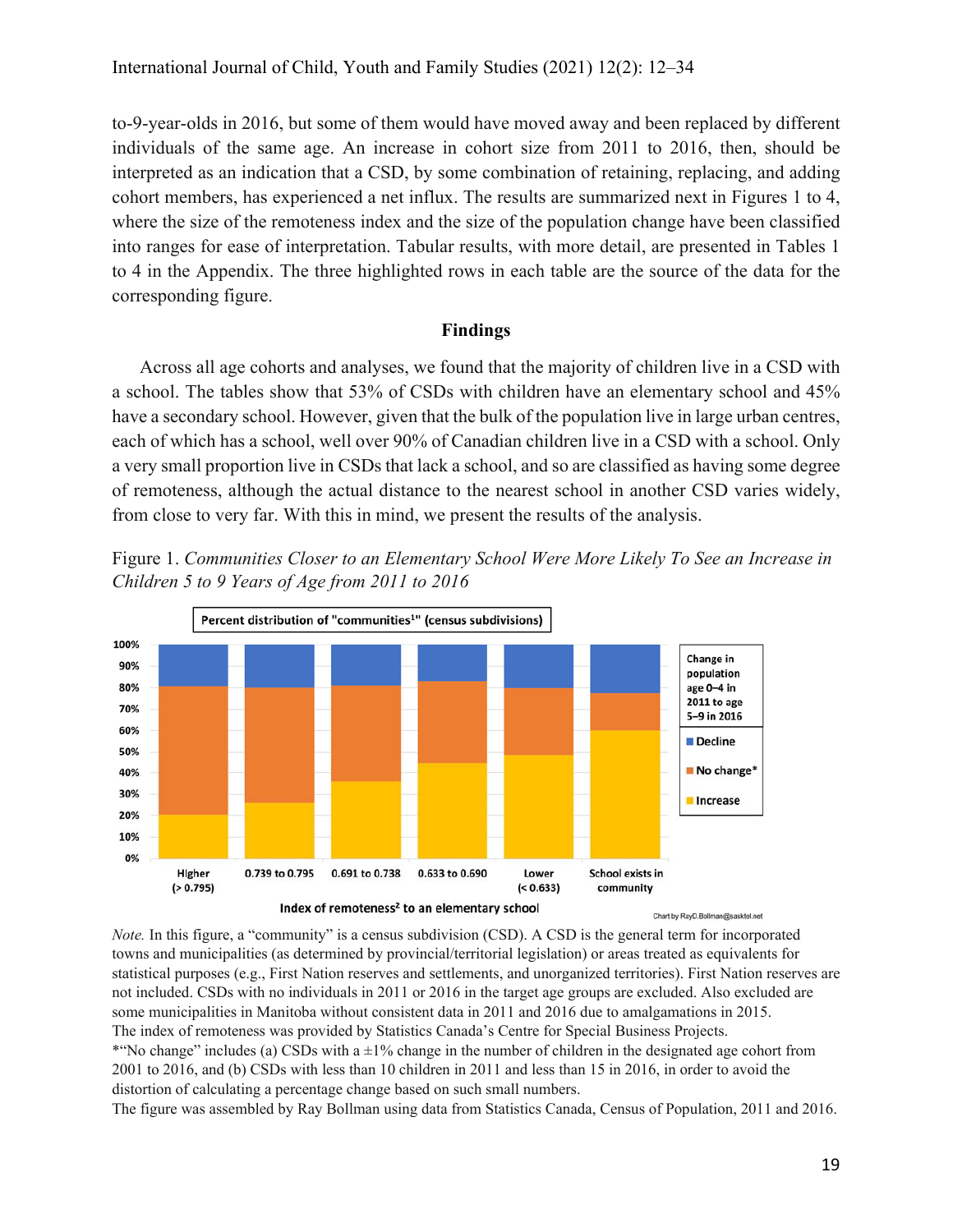to-9-year-olds in 2016, but some of them would have moved away and been replaced by different individuals of the same age. An increase in cohort size from 2011 to 2016, then, should be interpreted as an indication that a CSD, by some combination of retaining, replacing, and adding cohort members, has experienced a net influx. The results are summarized next in Figures 1 to 4, where the size of the remoteness index and the size of the population change have been classified into ranges for ease of interpretation. Tabular results, with more detail, are presented in Tables 1 to 4 in the Appendix. The three highlighted rows in each table are the source of the data for the corresponding figure.

## Findings

Across all age cohorts and analyses, we found that the majority of children live in a CSD with a school. The tables show that 53% of CSDs with children have an elementary school and 45% have a secondary school. However, given that the bulk of the population live in large urban centres, each of which has a school, well over 90% of Canadian children live in a CSD with a school. Only a very small proportion live in CSDs that lack a school, and so are classified as having some degree of remoteness, although the actual distance to the nearest school in another CSD varies widely, from close to very far. With this in mind, we present the results of the analysis.

Figure 1. *Communities Closer to an Elementary School Were More Likely To See an Increase in Children 5 to 9 Years of Age from 2011 to 2016*

*Note.* In this figure, a "community" is a census subdivision (CSD). A CSD is the general term for incorporated towns and municipalities (as determined by provincial/territorial legislation) or areas treated as equivalents for statistical purposes (e.g., First Nation reserves and settlements, and unorganized territories). First Nation reserves are not included. CSDs with no individuals in 2011 or 2016 in the target age groups are excluded. Also excluded are some municipalities in Manitoba without consistent data in 2011 and 2016 due to amalgamations in 2015.
The index of remoteness was provided by Statistics Canada's Centre for Special Business Projects.
*"No change" includes (a) CSDs with a ±1% change in the number of children in the designated age cohort from 2001 to 2016, and (b) CSDs with less than 10 children in 2011 and less than 15 in 2016, in order to avoid the distortion of calculating a percentage change based on such small numbers.
The figure was assembled by Ray Bollman using data from Statistics Canada, Census of Population, 2011 and 2016.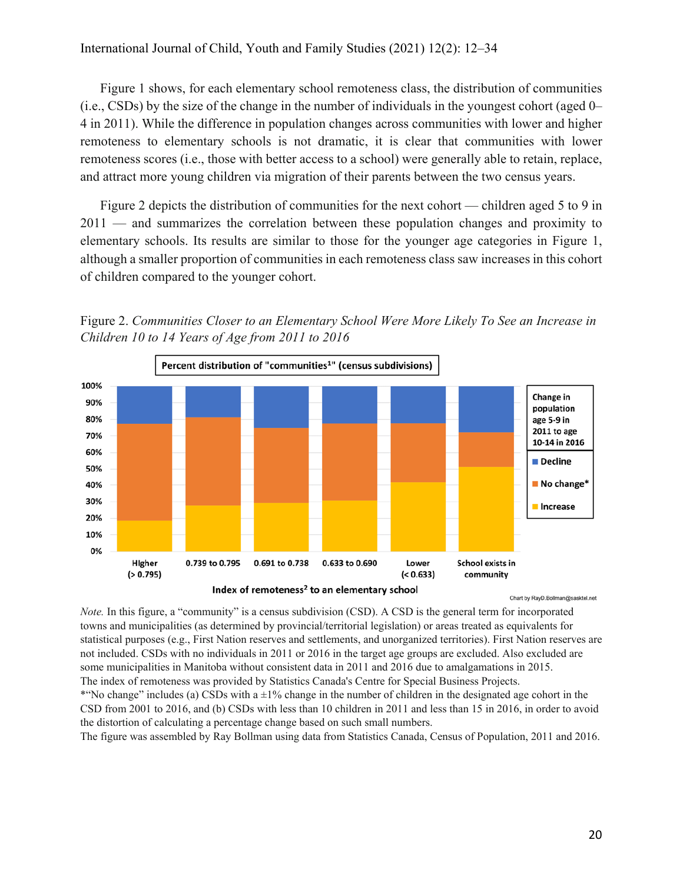Figure 1 shows, for each elementary school remoteness class, the distribution of communities (i.e., CSDs) by the size of the change in the number of individuals in the youngest cohort (aged 0–4 in 2011). While the difference in population changes across communities with lower and higher remoteness to elementary schools is not dramatic, it is clear that communities with lower remoteness scores (i.e., those with better access to a school) were generally able to retain, replace, and attract more young children via migration of their parents between the two census years.

Figure 2 depicts the distribution of communities for the next cohort — children aged 5 to 9 in 2011 — and summarizes the correlation between these population changes and proximity to elementary schools. Its results are similar to those for the younger age categories in Figure 1, although a smaller proportion of communities in each remoteness class saw increases in this cohort of children compared to the younger cohort.

Figure 2. *Communities Closer to an Elementary School Were More Likely To See an Increase in Children 10 to 14 Years of Age from 2011 to 2016*

Percent distribution of "communities[1]" (census subdivisions)

Change in population age 5-9 in 2011 to age 10-14 in 2016: Decline; No change*; Increase

Index of remoteness[2] to an elementary school: Higher (> 0.795); 0.739 to 0.795; 0.691 to 0.738; 0.633 to 0.690; Lower (< 0.633); School exists in community

Chart by RayD.Bollman@sasktel.net

*Note.* In this figure, a "community" is a census subdivision (CSD). A CSD is the general term for incorporated towns and municipalities (as determined by provincial/territorial legislation) or areas treated as equivalents for statistical purposes (e.g., First Nation reserves and settlements, and unorganized territories). First Nation reserves are not included. CSDs with no individuals in 2011 or 2016 in the target age groups are excluded. Also excluded are some municipalities in Manitoba without consistent data in 2011 and 2016 due to amalgamations in 2015.
The index of remoteness was provided by Statistics Canada's Centre for Special Business Projects.
*"No change" includes (a) CSDs with a ±1% change in the number of children in the designated age cohort in the CSD from 2001 to 2016, and (b) CSDs with less than 10 children in 2011 and less than 15 in 2016, in order to avoid the distortion of calculating a percentage change based on such small numbers.
The figure was assembled by Ray Bollman using data from Statistics Canada, Census of Population, 2011 and 2016.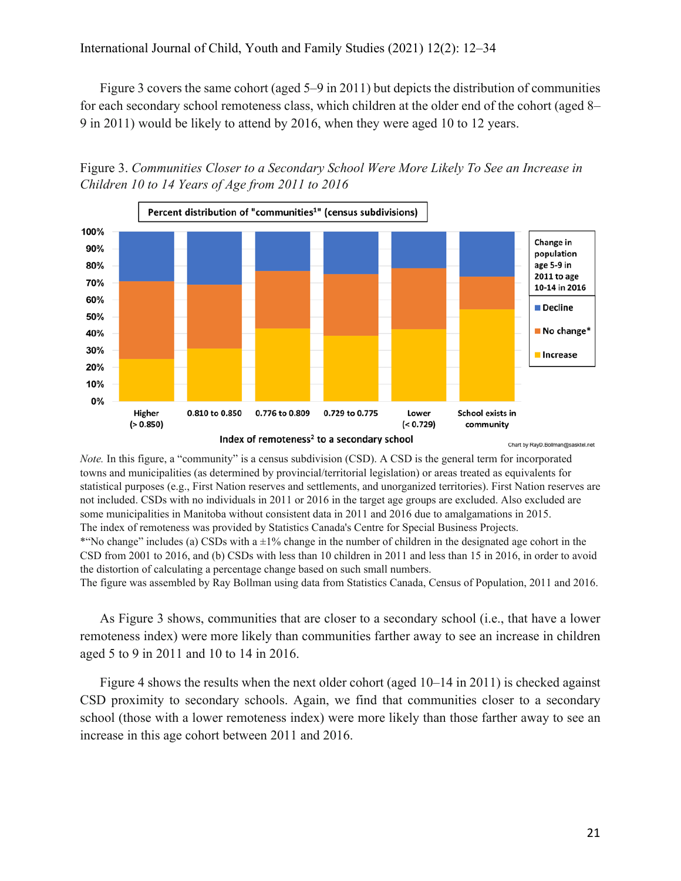Figure 3 covers the same cohort (aged 5–9 in 2011) but depicts the distribution of communities for each secondary school remoteness class, which children at the older end of the cohort (aged 8–9 in 2011) would be likely to attend by 2016, when they were aged 10 to 12 years.

Figure 3. *Communities Closer to a Secondary School Were More Likely To See an Increase in Children 10 to 14 Years of Age from 2011 to 2016*

*Note.* In this figure, a "community" is a census subdivision (CSD). A CSD is the general term for incorporated towns and municipalities (as determined by provincial/territorial legislation) or areas treated as equivalents for statistical purposes (e.g., First Nation reserves and settlements, and unorganized territories). First Nation reserves are not included. CSDs with no individuals in 2011 or 2016 in the target age groups are excluded. Also excluded are some municipalities in Manitoba without consistent data in 2011 and 2016 due to amalgamations in 2015.
The index of remoteness was provided by Statistics Canada's Centre for Special Business Projects.
*"No change" includes (a) CSDs with a ±1% change in the number of children in the designated age cohort in the CSD from 2001 to 2016, and (b) CSDs with less than 10 children in 2011 and less than 15 in 2016, in order to avoid the distortion of calculating a percentage change based on such small numbers.
The figure was assembled by Ray Bollman using data from Statistics Canada, Census of Population, 2011 and 2016.

As Figure 3 shows, communities that are closer to a secondary school (i.e., that have a lower remoteness index) were more likely than communities farther away to see an increase in children aged 5 to 9 in 2011 and 10 to 14 in 2016.

Figure 4 shows the results when the next older cohort (aged 10–14 in 2011) is checked against CSD proximity to secondary schools. Again, we find that communities closer to a secondary school (those with a lower remoteness index) were more likely than those farther away to see an increase in this age cohort between 2011 and 2016.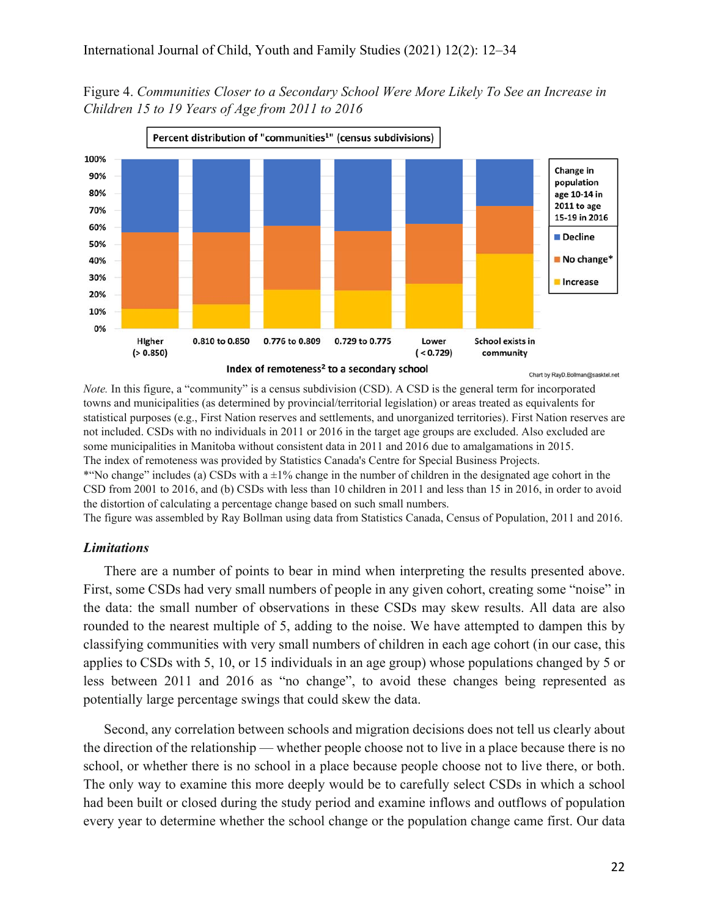Figure 4. *Communities Closer to a Secondary School Were More Likely To See an Increase in Children 15 to 19 Years of Age from 2011 to 2016*

*Note.* In this figure, a "community" is a census subdivision (CSD). A CSD is the general term for incorporated towns and municipalities (as determined by provincial/territorial legislation) or areas treated as equivalents for statistical purposes (e.g., First Nation reserves and settlements, and unorganized territories). First Nation reserves are not included. CSDs with no individuals in 2011 or 2016 in the target age groups are excluded. Also excluded are some municipalities in Manitoba without consistent data in 2011 and 2016 due to amalgamations in 2015.
The index of remoteness was provided by Statistics Canada's Centre for Special Business Projects.
*"No change" includes (a) CSDs with a ±1% change in the number of children in the designated age cohort in the CSD from 2001 to 2016, and (b) CSDs with less than 10 children in 2011 and less than 15 in 2016, in order to avoid the distortion of calculating a percentage change based on such small numbers.
The figure was assembled by Ray Bollman using data from Statistics Canada, Census of Population, 2011 and 2016.

### *Limitations*

There are a number of points to bear in mind when interpreting the results presented above. First, some CSDs had very small numbers of people in any given cohort, creating some "noise" in the data: the small number of observations in these CSDs may skew results. All data are also rounded to the nearest multiple of 5, adding to the noise. We have attempted to dampen this by classifying communities with very small numbers of children in each age cohort (in our case, this applies to CSDs with 5, 10, or 15 individuals in an age group) whose populations changed by 5 or less between 2011 and 2016 as "no change", to avoid these changes being represented as potentially large percentage swings that could skew the data.

Second, any correlation between schools and migration decisions does not tell us clearly about the direction of the relationship — whether people choose not to live in a place because there is no school, or whether there is no school in a place because people choose not to live there, or both. The only way to examine this more deeply would be to carefully select CSDs in which a school had been built or closed during the study period and examine inflows and outflows of population every year to determine whether the school change or the population change came first. Our data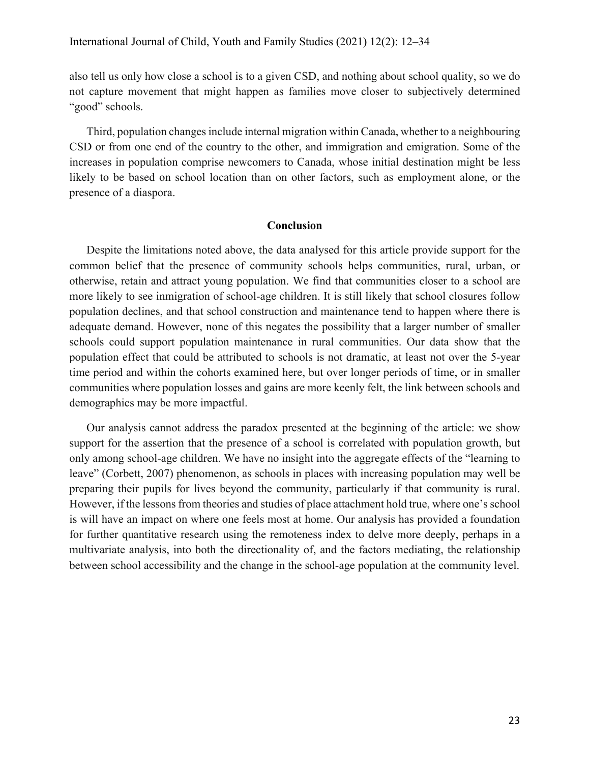also tell us only how close a school is to a given CSD, and nothing about school quality, so we do not capture movement that might happen as families move closer to subjectively determined "good" schools.

Third, population changes include internal migration within Canada, whether to a neighbouring CSD or from one end of the country to the other, and immigration and emigration. Some of the increases in population comprise newcomers to Canada, whose initial destination might be less likely to be based on school location than on other factors, such as employment alone, or the presence of a diaspora.

## Conclusion

Despite the limitations noted above, the data analysed for this article provide support for the common belief that the presence of community schools helps communities, rural, urban, or otherwise, retain and attract young population. We find that communities closer to a school are more likely to see inmigration of school-age children. It is still likely that school closures follow population declines, and that school construction and maintenance tend to happen where there is adequate demand. However, none of this negates the possibility that a larger number of smaller schools could support population maintenance in rural communities. Our data show that the population effect that could be attributed to schools is not dramatic, at least not over the 5-year time period and within the cohorts examined here, but over longer periods of time, or in smaller communities where population losses and gains are more keenly felt, the link between schools and demographics may be more impactful.

Our analysis cannot address the paradox presented at the beginning of the article: we show support for the assertion that the presence of a school is correlated with population growth, but only among school-age children. We have no insight into the aggregate effects of the "learning to leave" (Corbett, 2007) phenomenon, as schools in places with increasing population may well be preparing their pupils for lives beyond the community, particularly if that community is rural. However, if the lessons from theories and studies of place attachment hold true, where one's school is will have an impact on where one feels most at home. Our analysis has provided a foundation for further quantitative research using the remoteness index to delve more deeply, perhaps in a multivariate analysis, into both the directionality of, and the factors mediating, the relationship between school accessibility and the change in the school-age population at the community level.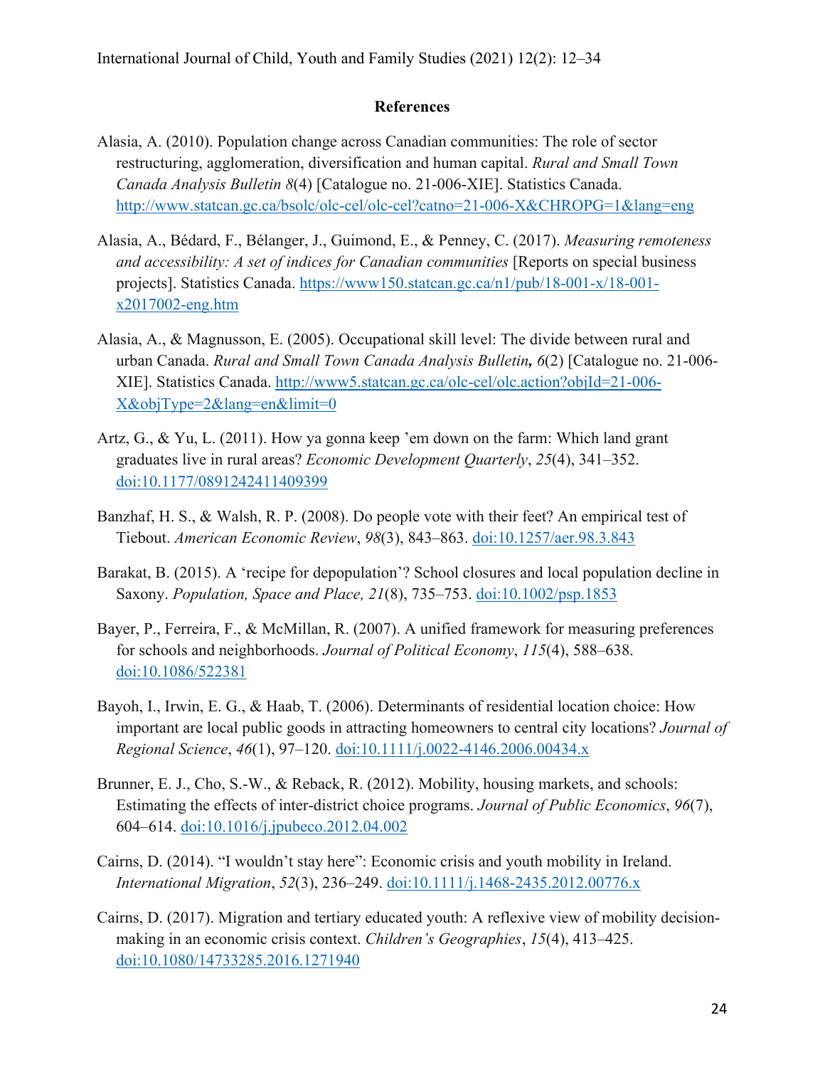## References

Alasia, A. (2010). Population change across Canadian communities: The role of sector restructuring, agglomeration, diversification and human capital. *Rural and Small Town Canada Analysis Bulletin 8*(4) [Catalogue no. 21-006-XIE]. Statistics Canada. http://www.statcan.gc.ca/bsolc/olc-cel/olc-cel?catno=21-006-X&CHROPG=1&lang=eng

Alasia, A., Bédard, F., Bélanger, J., Guimond, E., & Penney, C. (2017). *Measuring remoteness and accessibility: A set of indices for Canadian communities* [Reports on special business projects]. Statistics Canada. https://www150.statcan.gc.ca/n1/pub/18-001-x/18-001-x2017002-eng.htm

Alasia, A., & Magnusson, E. (2005). Occupational skill level: The divide between rural and urban Canada. *Rural and Small Town Canada Analysis Bulletin, 6*(2) [Catalogue no. 21-006-XIE]. Statistics Canada. http://www5.statcan.gc.ca/olc-cel/olc.action?objId=21-006-X&objType=2&lang=en&limit=0

Artz, G., & Yu, L. (2011). How ya gonna keep 'em down on the farm: Which land grant graduates live in rural areas? *Economic Development Quarterly*, *25*(4), 341–352. doi:10.1177/0891242411409399

Banzhaf, H. S., & Walsh, R. P. (2008). Do people vote with their feet? An empirical test of Tiebout. *American Economic Review*, *98*(3), 843–863. doi:10.1257/aer.98.3.843

Barakat, B. (2015). A 'recipe for depopulation'? School closures and local population decline in Saxony. *Population, Space and Place, 21*(8), 735–753. doi:10.1002/psp.1853

Bayer, P., Ferreira, F., & McMillan, R. (2007). A unified framework for measuring preferences for schools and neighborhoods. *Journal of Political Economy*, *115*(4), 588–638. doi:10.1086/522381

Bayoh, I., Irwin, E. G., & Haab, T. (2006). Determinants of residential location choice: How important are local public goods in attracting homeowners to central city locations? *Journal of Regional Science*, *46*(1), 97–120. doi:10.1111/j.0022-4146.2006.00434.x

Brunner, E. J., Cho, S.-W., & Reback, R. (2012). Mobility, housing markets, and schools: Estimating the effects of inter-district choice programs. *Journal of Public Economics*, *96*(7), 604–614. doi:10.1016/j.jpubeco.2012.04.002

Cairns, D. (2014). "I wouldn't stay here": Economic crisis and youth mobility in Ireland. *International Migration*, *52*(3), 236–249. doi:10.1111/j.1468-2435.2012.00776.x

Cairns, D. (2017). Migration and tertiary educated youth: A reflexive view of mobility decision-making in an economic crisis context. *Children's Geographies*, *15*(4), 413–425. doi:10.1080/14733285.2016.1271940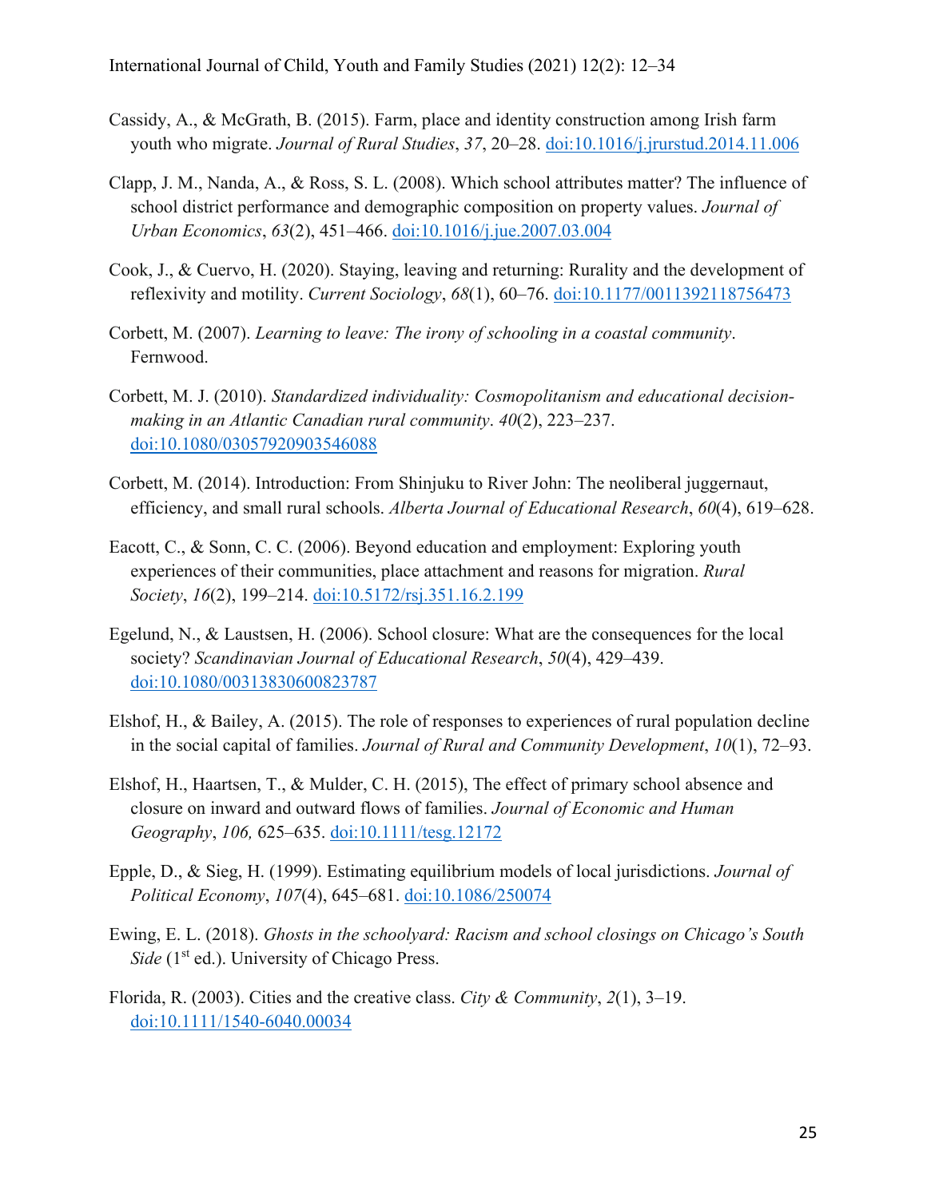Cassidy, A., & McGrath, B. (2015). Farm, place and identity construction among Irish farm youth who migrate. *Journal of Rural Studies*, *37*, 20–28. doi:10.1016/j.jrurstud.2014.11.006

Clapp, J. M., Nanda, A., & Ross, S. L. (2008). Which school attributes matter? The influence of school district performance and demographic composition on property values. *Journal of Urban Economics*, *63*(2), 451–466. doi:10.1016/j.jue.2007.03.004

Cook, J., & Cuervo, H. (2020). Staying, leaving and returning: Rurality and the development of reflexivity and motility. *Current Sociology*, *68*(1), 60–76. doi:10.1177/0011392118756473

Corbett, M. (2007). *Learning to leave: The irony of schooling in a coastal community*. Fernwood.

Corbett, M. J. (2010). *Standardized individuality: Cosmopolitanism and educational decision-making in an Atlantic Canadian rural community*. *40*(2), 223–237. doi:10.1080/03057920903546088

Corbett, M. (2014). Introduction: From Shinjuku to River John: The neoliberal juggernaut, efficiency, and small rural schools. *Alberta Journal of Educational Research*, *60*(4), 619–628.

Eacott, C., & Sonn, C. C. (2006). Beyond education and employment: Exploring youth experiences of their communities, place attachment and reasons for migration. *Rural Society*, *16*(2), 199–214. doi:10.5172/rsj.351.16.2.199

Egelund, N., & Laustsen, H. (2006). School closure: What are the consequences for the local society? *Scandinavian Journal of Educational Research*, *50*(4), 429–439. doi:10.1080/00313830600823787

Elshof, H., & Bailey, A. (2015). The role of responses to experiences of rural population decline in the social capital of families. *Journal of Rural and Community Development*, *10*(1), 72–93.

Elshof, H., Haartsen, T., & Mulder, C. H. (2015), The effect of primary school absence and closure on inward and outward flows of families. *Journal of Economic and Human Geography*, *106,* 625–635. doi:10.1111/tesg.12172

Epple, D., & Sieg, H. (1999). Estimating equilibrium models of local jurisdictions. *Journal of Political Economy*, *107*(4), 645–681. doi:10.1086/250074

Ewing, E. L. (2018). *Ghosts in the schoolyard: Racism and school closings on Chicago's South Side* (1st ed.). University of Chicago Press.

Florida, R. (2003). Cities and the creative class. *City & Community*, *2*(1), 3–19. doi:10.1111/1540-6040.00034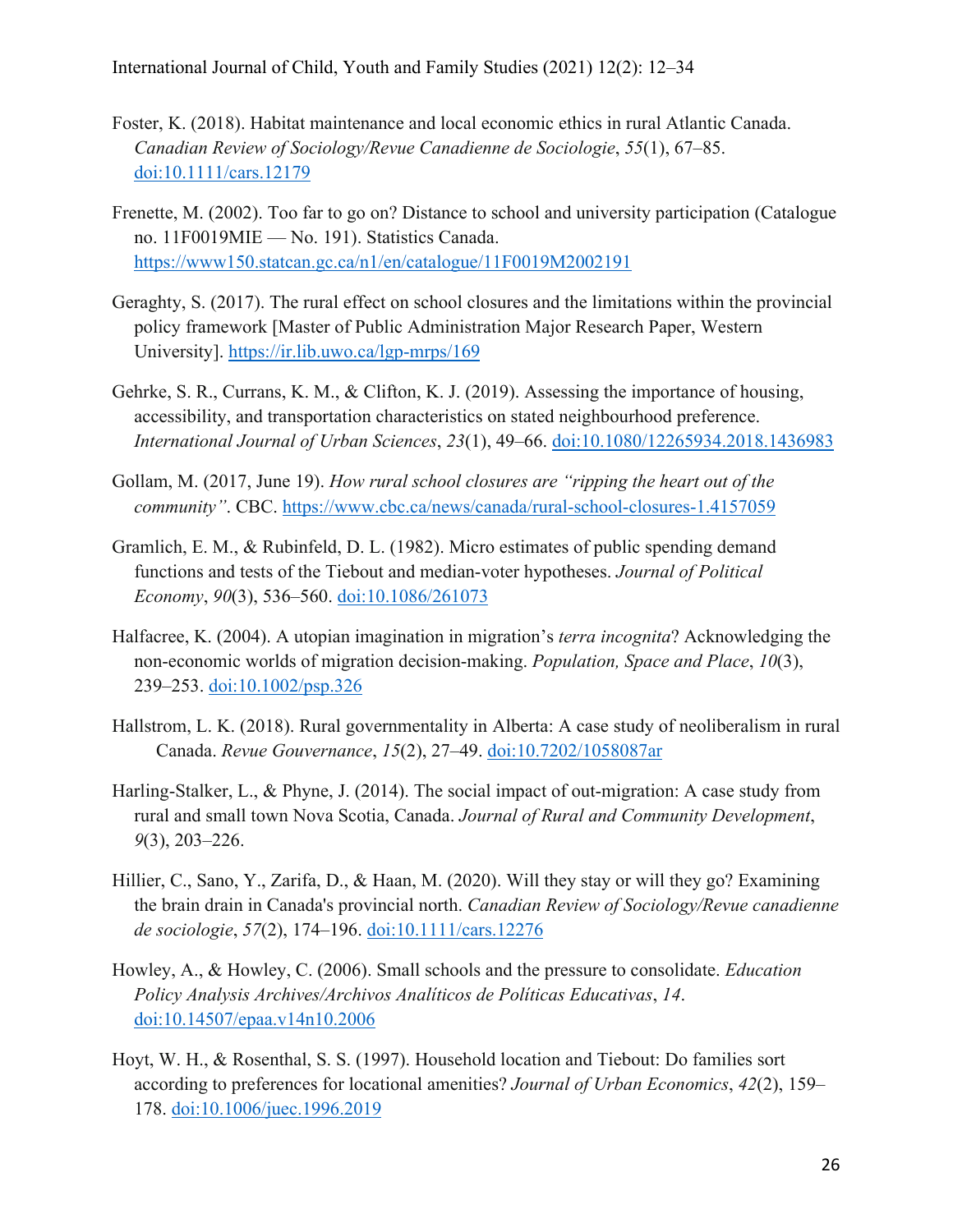Foster, K. (2018). Habitat maintenance and local economic ethics in rural Atlantic Canada. *Canadian Review of Sociology/Revue Canadienne de Sociologie*, *55*(1), 67–85. doi:10.1111/cars.12179

Frenette, M. (2002). Too far to go on? Distance to school and university participation (Catalogue no. 11F0019MIE — No. 191). Statistics Canada. https://www150.statcan.gc.ca/n1/en/catalogue/11F0019M2002191

Geraghty, S. (2017). The rural effect on school closures and the limitations within the provincial policy framework [Master of Public Administration Major Research Paper, Western University]. https://ir.lib.uwo.ca/lgp-mrps/169

Gehrke, S. R., Currans, K. M., & Clifton, K. J. (2019). Assessing the importance of housing, accessibility, and transportation characteristics on stated neighbourhood preference. *International Journal of Urban Sciences*, *23*(1), 49–66. doi:10.1080/12265934.2018.1436983

Gollam, M. (2017, June 19). *How rural school closures are "ripping the heart out of the community"*. CBC. https://www.cbc.ca/news/canada/rural-school-closures-1.4157059

Gramlich, E. M., & Rubinfeld, D. L. (1982). Micro estimates of public spending demand functions and tests of the Tiebout and median-voter hypotheses. *Journal of Political Economy*, *90*(3), 536–560. doi:10.1086/261073

Halfacree, K. (2004). A utopian imagination in migration's *terra incognita*? Acknowledging the non-economic worlds of migration decision-making. *Population, Space and Place*, *10*(3), 239–253. doi:10.1002/psp.326

Hallstrom, L. K. (2018). Rural governmentality in Alberta: A case study of neoliberalism in rural Canada. *Revue Gouvernance*, *15*(2), 27–49. doi:10.7202/1058087ar

Harling-Stalker, L., & Phyne, J. (2014). The social impact of out-migration: A case study from rural and small town Nova Scotia, Canada. *Journal of Rural and Community Development*, *9*(3), 203–226.

Hillier, C., Sano, Y., Zarifa, D., & Haan, M. (2020). Will they stay or will they go? Examining the brain drain in Canada's provincial north. *Canadian Review of Sociology/Revue canadienne de sociologie*, *57*(2), 174–196. doi:10.1111/cars.12276

Howley, A., & Howley, C. (2006). Small schools and the pressure to consolidate. *Education Policy Analysis Archives/Archivos Analíticos de Políticas Educativas*, *14*. doi:10.14507/epaa.v14n10.2006

Hoyt, W. H., & Rosenthal, S. S. (1997). Household location and Tiebout: Do families sort according to preferences for locational amenities? *Journal of Urban Economics*, *42*(2), 159–178. doi:10.1006/juec.1996.2019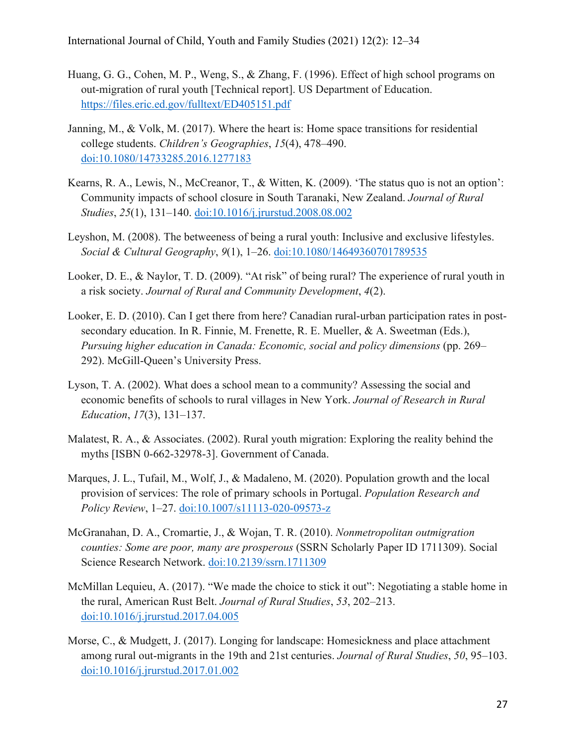Huang, G. G., Cohen, M. P., Weng, S., & Zhang, F. (1996). Effect of high school programs on out-migration of rural youth [Technical report]. US Department of Education. https://files.eric.ed.gov/fulltext/ED405151.pdf

Janning, M., & Volk, M. (2017). Where the heart is: Home space transitions for residential college students. *Children's Geographies*, *15*(4), 478–490. doi:10.1080/14733285.2016.1277183

Kearns, R. A., Lewis, N., McCreanor, T., & Witten, K. (2009). 'The status quo is not an option': Community impacts of school closure in South Taranaki, New Zealand. *Journal of Rural Studies*, *25*(1), 131–140. doi:10.1016/j.jrurstud.2008.08.002

Leyshon, M. (2008). The betweeness of being a rural youth: Inclusive and exclusive lifestyles. *Social & Cultural Geography*, *9*(1), 1–26. doi:10.1080/14649360701789535

Looker, D. E., & Naylor, T. D. (2009). "At risk" of being rural? The experience of rural youth in a risk society. *Journal of Rural and Community Development*, *4*(2).

Looker, E. D. (2010). Can I get there from here? Canadian rural-urban participation rates in post-secondary education. In R. Finnie, M. Frenette, R. E. Mueller, & A. Sweetman (Eds.), *Pursuing higher education in Canada: Economic, social and policy dimensions* (pp. 269–292). McGill-Queen's University Press.

Lyson, T. A. (2002). What does a school mean to a community? Assessing the social and economic benefits of schools to rural villages in New York. *Journal of Research in Rural Education*, *17*(3), 131–137.

Malatest, R. A., & Associates. (2002). Rural youth migration: Exploring the reality behind the myths [ISBN 0-662-32978-3]. Government of Canada.

Marques, J. L., Tufail, M., Wolf, J., & Madaleno, M. (2020). Population growth and the local provision of services: The role of primary schools in Portugal. *Population Research and Policy Review*, 1–27. doi:10.1007/s11113-020-09573-z

McGranahan, D. A., Cromartie, J., & Wojan, T. R. (2010). *Nonmetropolitan outmigration counties: Some are poor, many are prosperous* (SSRN Scholarly Paper ID 1711309). Social Science Research Network. doi:10.2139/ssrn.1711309

McMillan Lequieu, A. (2017). "We made the choice to stick it out": Negotiating a stable home in the rural, American Rust Belt. *Journal of Rural Studies*, *53*, 202–213. doi:10.1016/j.jrurstud.2017.04.005

Morse, C., & Mudgett, J. (2017). Longing for landscape: Homesickness and place attachment among rural out-migrants in the 19th and 21st centuries. *Journal of Rural Studies*, *50*, 95–103. doi:10.1016/j.jrurstud.2017.01.002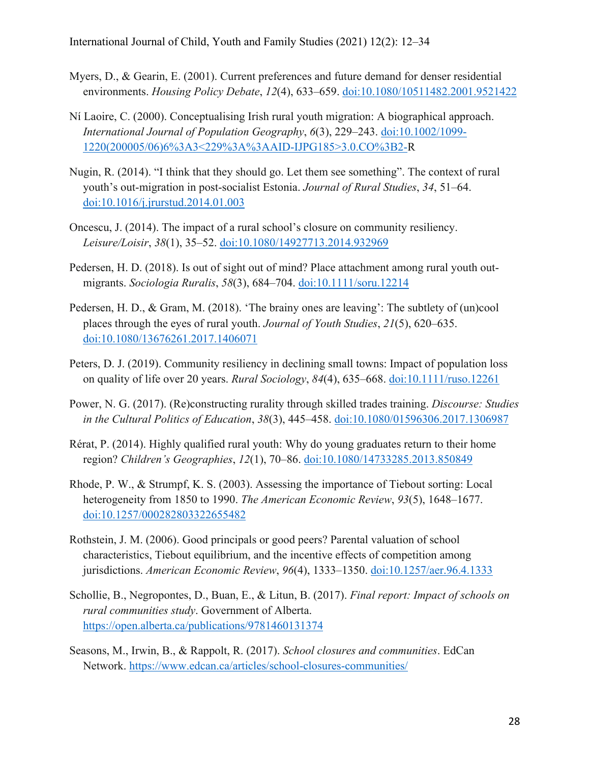Myers, D., & Gearin, E. (2001). Current preferences and future demand for denser residential environments. *Housing Policy Debate*, *12*(4), 633–659. doi:10.1080/10511482.2001.9521422

Ní Laoire, C. (2000). Conceptualising Irish rural youth migration: A biographical approach. *International Journal of Population Geography*, *6*(3), 229–243. doi:10.1002/1099-1220(200005/06)6%3A3<229%3A%3AAID-IJPG185>3.0.CO%3B2-R

Nugin, R. (2014). "I think that they should go. Let them see something". The context of rural youth's out-migration in post-socialist Estonia. *Journal of Rural Studies*, *34*, 51–64. doi:10.1016/j.jrurstud.2014.01.003

Oncescu, J. (2014). The impact of a rural school's closure on community resiliency. *Leisure/Loisir*, *38*(1), 35–52. doi:10.1080/14927713.2014.932969

Pedersen, H. D. (2018). Is out of sight out of mind? Place attachment among rural youth out-migrants. *Sociologia Ruralis*, *58*(3), 684–704. doi:10.1111/soru.12214

Pedersen, H. D., & Gram, M. (2018). 'The brainy ones are leaving': The subtlety of (un)cool places through the eyes of rural youth. *Journal of Youth Studies*, *21*(5), 620–635. doi:10.1080/13676261.2017.1406071

Peters, D. J. (2019). Community resiliency in declining small towns: Impact of population loss on quality of life over 20 years. *Rural Sociology*, *84*(4), 635–668. doi:10.1111/ruso.12261

Power, N. G. (2017). (Re)constructing rurality through skilled trades training. *Discourse: Studies in the Cultural Politics of Education*, *38*(3), 445–458. doi:10.1080/01596306.2017.1306987

Rérat, P. (2014). Highly qualified rural youth: Why do young graduates return to their home region? *Children's Geographies*, *12*(1), 70–86. doi:10.1080/14733285.2013.850849

Rhode, P. W., & Strumpf, K. S. (2003). Assessing the importance of Tiebout sorting: Local heterogeneity from 1850 to 1990. *The American Economic Review*, *93*(5), 1648–1677. doi:10.1257/000282803322655482

Rothstein, J. M. (2006). Good principals or good peers? Parental valuation of school characteristics, Tiebout equilibrium, and the incentive effects of competition among jurisdictions. *American Economic Review*, *96*(4), 1333–1350. doi:10.1257/aer.96.4.1333

Schollie, B., Negropontes, D., Buan, E., & Litun, B. (2017). *Final report: Impact of schools on rural communities study*. Government of Alberta. https://open.alberta.ca/publications/9781460131374

Seasons, M., Irwin, B., & Rappolt, R. (2017). *School closures and communities*. EdCan Network. https://www.edcan.ca/articles/school-closures-communities/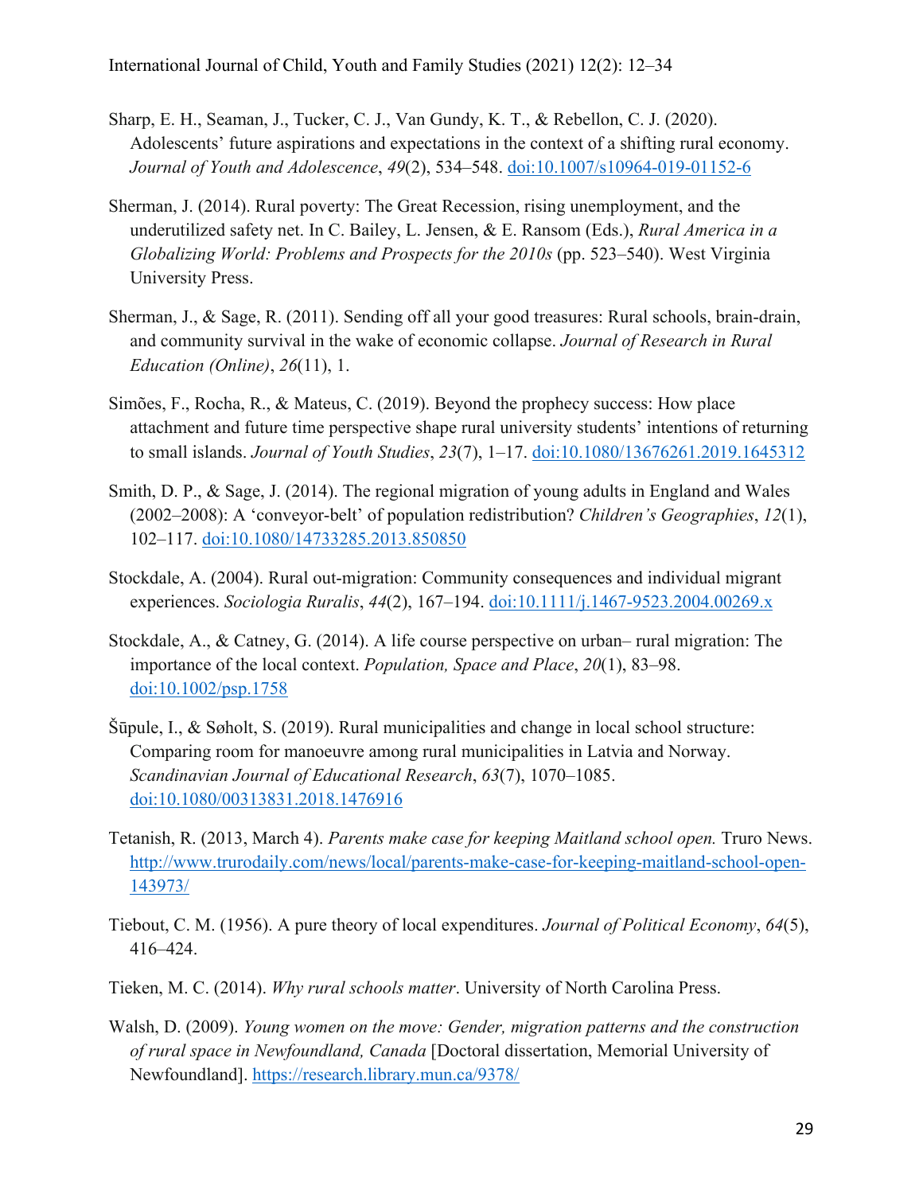Sharp, E. H., Seaman, J., Tucker, C. J., Van Gundy, K. T., & Rebellon, C. J. (2020). Adolescents' future aspirations and expectations in the context of a shifting rural economy. *Journal of Youth and Adolescence*, *49*(2), 534–548. doi:10.1007/s10964-019-01152-6

Sherman, J. (2014). Rural poverty: The Great Recession, rising unemployment, and the underutilized safety net. In C. Bailey, L. Jensen, & E. Ransom (Eds.), *Rural America in a Globalizing World: Problems and Prospects for the 2010s* (pp. 523–540). West Virginia University Press.

Sherman, J., & Sage, R. (2011). Sending off all your good treasures: Rural schools, brain-drain, and community survival in the wake of economic collapse. *Journal of Research in Rural Education (Online)*, *26*(11), 1.

Simões, F., Rocha, R., & Mateus, C. (2019). Beyond the prophecy success: How place attachment and future time perspective shape rural university students' intentions of returning to small islands. *Journal of Youth Studies*, *23*(7), 1–17. doi:10.1080/13676261.2019.1645312

Smith, D. P., & Sage, J. (2014). The regional migration of young adults in England and Wales (2002–2008): A 'conveyor-belt' of population redistribution? *Children's Geographies*, *12*(1), 102–117. doi:10.1080/14733285.2013.850850

Stockdale, A. (2004). Rural out-migration: Community consequences and individual migrant experiences. *Sociologia Ruralis*, *44*(2), 167–194. doi:10.1111/j.1467-9523.2004.00269.x

Stockdale, A., & Catney, G. (2014). A life course perspective on urban– rural migration: The importance of the local context. *Population, Space and Place*, *20*(1), 83–98. doi:10.1002/psp.1758

Šūpule, I., & Søholt, S. (2019). Rural municipalities and change in local school structure: Comparing room for manoeuvre among rural municipalities in Latvia and Norway. *Scandinavian Journal of Educational Research*, *63*(7), 1070–1085. doi:10.1080/00313831.2018.1476916

Tetanish, R. (2013, March 4). *Parents make case for keeping Maitland school open.* Truro News. http://www.trurodaily.com/news/local/parents-make-case-for-keeping-maitland-school-open-143973/

Tiebout, C. M. (1956). A pure theory of local expenditures. *Journal of Political Economy*, *64*(5), 416–424.

Tieken, M. C. (2014). *Why rural schools matter*. University of North Carolina Press.

Walsh, D. (2009). *Young women on the move: Gender, migration patterns and the construction of rural space in Newfoundland, Canada* [Doctoral dissertation, Memorial University of Newfoundland]. https://research.library.mun.ca/9378/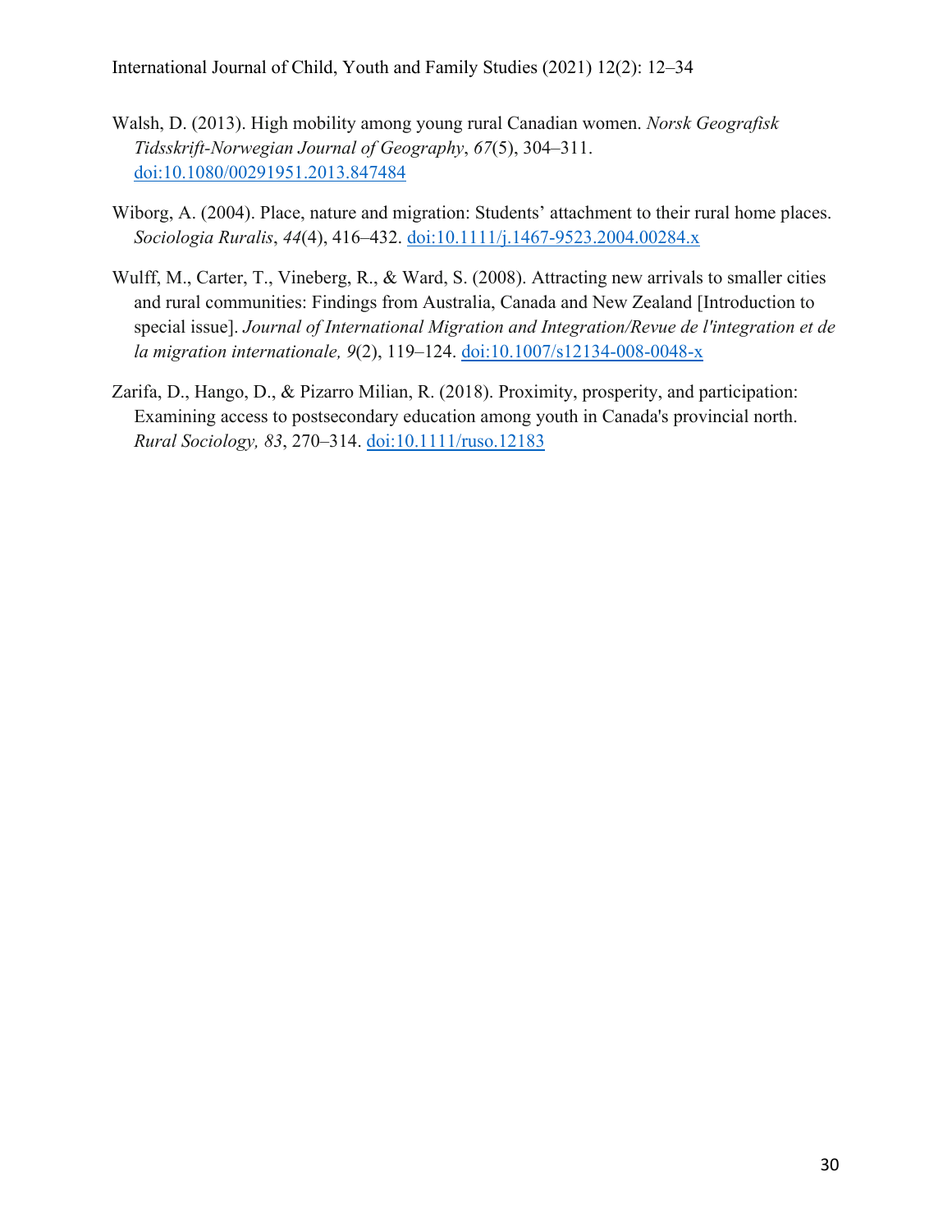Walsh, D. (2013). High mobility among young rural Canadian women. *Norsk Geografisk Tidsskrift-Norwegian Journal of Geography*, *67*(5), 304–311. [doi:10.1080/00291951.2013.847484](https://doi.org/10.1080/00291951.2013.847484)

Wiborg, A. (2004). Place, nature and migration: Students' attachment to their rural home places. *Sociologia Ruralis*, *44*(4), 416–432. [doi:10.1111/j.1467-9523.2004.00284.x](https://doi.org/10.1111/j.1467-9523.2004.00284.x)

Wulff, M., Carter, T., Vineberg, R., & Ward, S. (2008). Attracting new arrivals to smaller cities and rural communities: Findings from Australia, Canada and New Zealand [Introduction to special issue]. *Journal of International Migration and Integration/Revue de l'integration et de la migration internationale, 9*(2), 119–124. [doi:10.1007/s12134-008-0048-x](https://doi.org/10.1007/s12134-008-0048-x)

Zarifa, D., Hango, D., & Pizarro Milian, R. (2018). Proximity, prosperity, and participation: Examining access to postsecondary education among youth in Canada's provincial north. *Rural Sociology, 83*, 270–314. [doi:10.1111/ruso.12183](https://doi.org/10.1111/ruso.12183)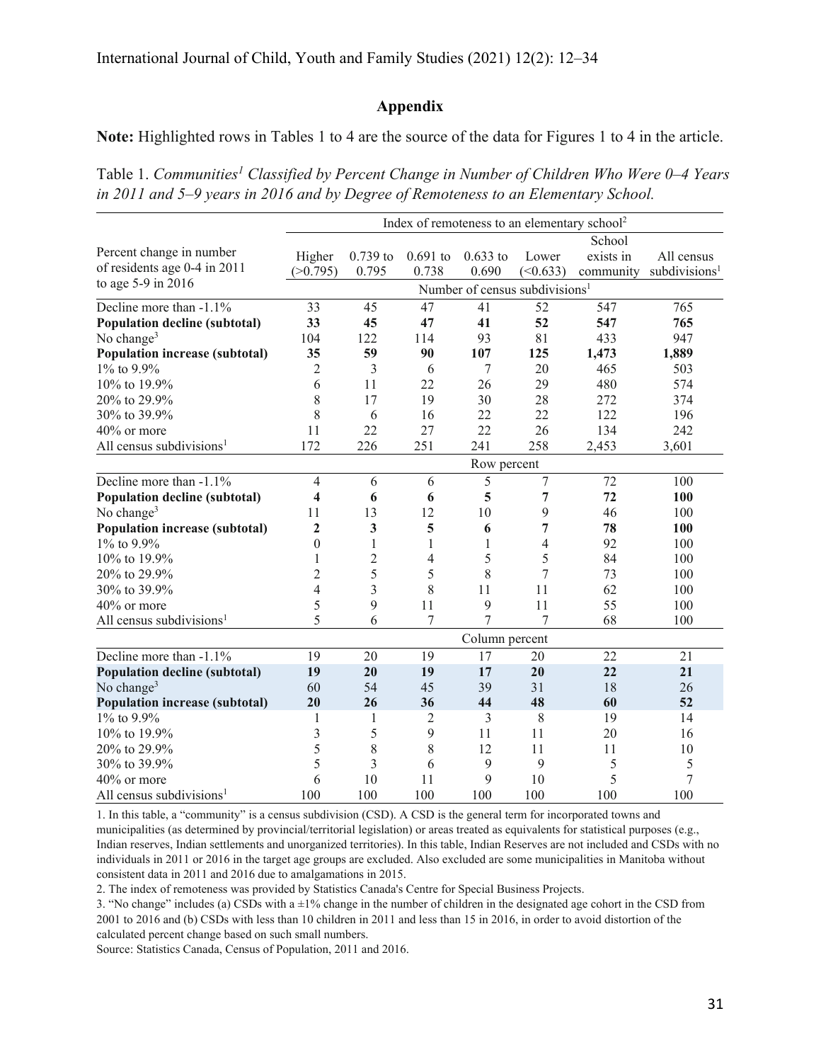## Appendix

**Note:** Highlighted rows in Tables 1 to 4 are the source of the data for Figures 1 to 4 in the article.

Table 1. *Communities[1] Classified by Percent Change in Number of Children Who Were 0–4 Years in 2011 and 5–9 years in 2016 and by Degree of Remoteness to an Elementary School.*

| Percent change in number of residents age 0-4 in 2011 to age 5-9 in 2016 | Index of remoteness to an elementary school[2] | | | | | | |
|---|---|---|---|---|---|---|---|
| | Higher (>0.795) | 0.739 to 0.795 | 0.691 to 0.738 | 0.633 to 0.690 | Lower (<0.633) | School exists in community | All census subdivisions[1] |
| | Number of census subdivisions[1] | | | | | | |
| Decline more than -1.1% | 33 | 45 | 47 | 41 | 52 | 547 | 765 |
| **Population decline (subtotal)** | **33** | **45** | **47** | **41** | **52** | **547** | **765** |
| No change[3] | 104 | 122 | 114 | 93 | 81 | 433 | 947 |
| **Population increase (subtotal)** | **35** | **59** | **90** | **107** | **125** | **1,473** | **1,889** |
| 1% to 9.9% | 2 | 3 | 6 | 7 | 20 | 465 | 503 |
| 10% to 19.9% | 6 | 11 | 22 | 26 | 29 | 480 | 574 |
| 20% to 29.9% | 8 | 17 | 19 | 30 | 28 | 272 | 374 |
| 30% to 39.9% | 8 | 6 | 16 | 22 | 22 | 122 | 196 |
| 40% or more | 11 | 22 | 27 | 22 | 26 | 134 | 242 |
| All census subdivisions[1] | 172 | 226 | 251 | 241 | 258 | 2,453 | 3,601 |
| | Row percent | | | | | | |
| Decline more than -1.1% | 4 | 6 | 6 | 5 | 7 | 72 | 100 |
| **Population decline (subtotal)** | **4** | **6** | **6** | **5** | **7** | **72** | **100** |
| No change[3] | 11 | 13 | 12 | 10 | 9 | 46 | 100 |
| **Population increase (subtotal)** | **2** | **3** | **5** | **6** | **7** | **78** | **100** |
| 1% to 9.9% | 0 | 1 | 1 | 1 | 4 | 92 | 100 |
| 10% to 19.9% | 1 | 2 | 4 | 5 | 5 | 84 | 100 |
| 20% to 29.9% | 2 | 5 | 5 | 8 | 7 | 73 | 100 |
| 30% to 39.9% | 4 | 3 | 8 | 11 | 11 | 62 | 100 |
| 40% or more | 5 | 9 | 11 | 9 | 11 | 55 | 100 |
| All census subdivisions[1] | 5 | 6 | 7 | 7 | 7 | 68 | 100 |
| | Column percent | | | | | | |
| Decline more than -1.1% | 19 | 20 | 19 | 17 | 20 | 22 | 21 |
| **Population decline (subtotal)** | **19** | **20** | **19** | **17** | **20** | **22** | **21** |
| No change[3] | 60 | 54 | 45 | 39 | 31 | 18 | 26 |
| **Population increase (subtotal)** | **20** | **26** | **36** | **44** | **48** | **60** | **52** |
| 1% to 9.9% | 1 | 1 | 2 | 3 | 8 | 19 | 14 |
| 10% to 19.9% | 3 | 5 | 9 | 11 | 11 | 20 | 16 |
| 20% to 29.9% | 5 | 8 | 8 | 12 | 11 | 11 | 10 |
| 30% to 39.9% | 5 | 3 | 6 | 9 | 9 | 5 | 5 |
| 40% or more | 6 | 10 | 11 | 9 | 10 | 5 | 7 |
| All census subdivisions[1] | 100 | 100 | 100 | 100 | 100 | 100 | 100 |

1. In this table, a "community" is a census subdivision (CSD). A CSD is the general term for incorporated towns and municipalities (as determined by provincial/territorial legislation) or areas treated as equivalents for statistical purposes (e.g., Indian reserves, Indian settlements and unorganized territories). In this table, Indian Reserves are not included and CSDs with no individuals in 2011 or 2016 in the target age groups are excluded. Also excluded are some municipalities in Manitoba without consistent data in 2011 and 2016 due to amalgamations in 2015.

2. The index of remoteness was provided by Statistics Canada's Centre for Special Business Projects.

3. "No change" includes (a) CSDs with a ±1% change in the number of children in the designated age cohort in the CSD from 2001 to 2016 and (b) CSDs with less than 10 children in 2011 and less than 15 in 2016, in order to avoid distortion of the calculated percent change based on such small numbers.

Source: Statistics Canada, Census of Population, 2011 and 2016.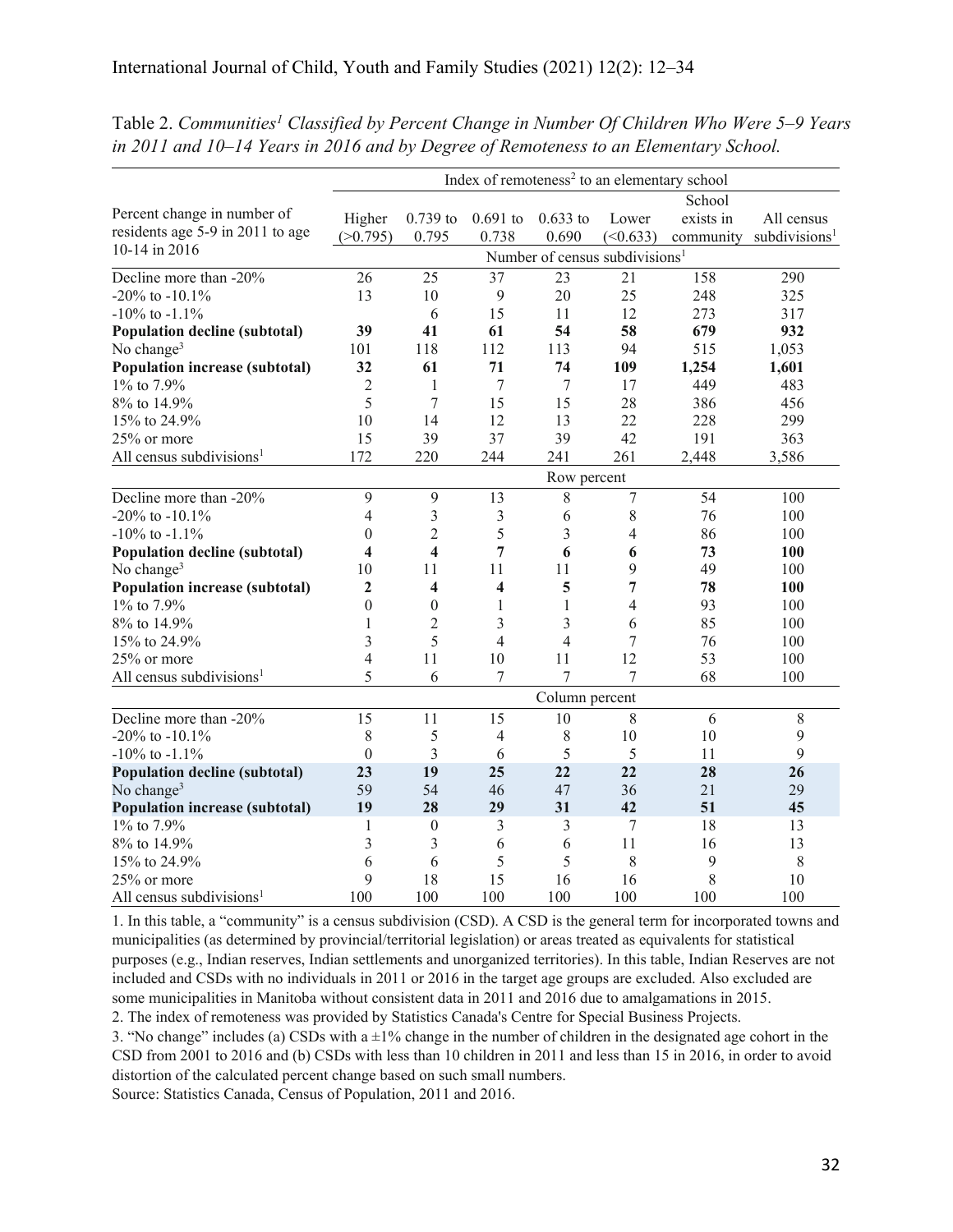Table 2. *Communities[1] Classified by Percent Change in Number Of Children Who Were 5–9 Years in 2011 and 10–14 Years in 2016 and by Degree of Remoteness to an Elementary School.*

| Percent change in number of residents age 5-9 in 2011 to age 10-14 in 2016 | Index of remoteness[2] to an elementary school | | | | | | |
|---|---|---|---|---|---|---|---|
| | Higher (>0.795) | 0.739 to 0.795 | 0.691 to 0.738 | 0.633 to 0.690 | Lower (<0.633) | School exists in community | All census subdivisions[1] |
| | Number of census subdivisions[1] | | | | | | |
| Decline more than -20% | 26 | 25 | 37 | 23 | 21 | 158 | 290 |
| -20% to -10.1% | 13 | 10 | 9 | 20 | 25 | 248 | 325 |
| -10% to -1.1% | | 6 | 15 | 11 | 12 | 273 | 317 |
| **Population decline (subtotal)** | **39** | **41** | **61** | **54** | **58** | **679** | **932** |
| No change[3] | 101 | 118 | 112 | 113 | 94 | 515 | 1,053 |
| **Population increase (subtotal)** | **32** | **61** | **71** | **74** | **109** | **1,254** | **1,601** |
| 1% to 7.9% | 2 | 1 | 7 | 7 | 17 | 449 | 483 |
| 8% to 14.9% | 5 | 7 | 15 | 15 | 28 | 386 | 456 |
| 15% to 24.9% | 10 | 14 | 12 | 13 | 22 | 228 | 299 |
| 25% or more | 15 | 39 | 37 | 39 | 42 | 191 | 363 |
| All census subdivisions[1] | 172 | 220 | 244 | 241 | 261 | 2,448 | 3,586 |
| | Row percent | | | | | | |
| Decline more than -20% | 9 | 9 | 13 | 8 | 7 | 54 | 100 |
| -20% to -10.1% | 4 | 3 | 3 | 6 | 8 | 76 | 100 |
| -10% to -1.1% | 0 | 2 | 5 | 3 | 4 | 86 | 100 |
| **Population decline (subtotal)** | **4** | **4** | **7** | **6** | **6** | **73** | **100** |
| No change[3] | 10 | 11 | 11 | 11 | 9 | 49 | 100 |
| **Population increase (subtotal)** | **2** | **4** | **4** | **5** | **7** | **78** | **100** |
| 1% to 7.9% | 0 | 0 | 1 | 1 | 4 | 93 | 100 |
| 8% to 14.9% | 1 | 2 | 3 | 3 | 6 | 85 | 100 |
| 15% to 24.9% | 3 | 5 | 4 | 4 | 7 | 76 | 100 |
| 25% or more | 4 | 11 | 10 | 11 | 12 | 53 | 100 |
| All census subdivisions[1] | 5 | 6 | 7 | 7 | 7 | 68 | 100 |
| | Column percent | | | | | | |
| Decline more than -20% | 15 | 11 | 15 | 10 | 8 | 6 | 8 |
| -20% to -10.1% | 8 | 5 | 4 | 8 | 10 | 10 | 9 |
| -10% to -1.1% | 0 | 3 | 6 | 5 | 5 | 11 | 9 |
| **Population decline (subtotal)** | **23** | **19** | **25** | **22** | **22** | **28** | **26** |
| No change[3] | 59 | 54 | 46 | 47 | 36 | 21 | 29 |
| **Population increase (subtotal)** | **19** | **28** | **29** | **31** | **42** | **51** | **45** |
| 1% to 7.9% | 1 | 0 | 3 | 3 | 7 | 18 | 13 |
| 8% to 14.9% | 3 | 3 | 6 | 6 | 11 | 16 | 13 |
| 15% to 24.9% | 6 | 6 | 5 | 5 | 8 | 9 | 8 |
| 25% or more | 9 | 18 | 15 | 16 | 16 | 8 | 10 |
| All census subdivisions[1] | 100 | 100 | 100 | 100 | 100 | 100 | 100 |

1. In this table, a "community" is a census subdivision (CSD). A CSD is the general term for incorporated towns and municipalities (as determined by provincial/territorial legislation) or areas treated as equivalents for statistical purposes (e.g., Indian reserves, Indian settlements and unorganized territories). In this table, Indian Reserves are not included and CSDs with no individuals in 2011 or 2016 in the target age groups are excluded. Also excluded are some municipalities in Manitoba without consistent data in 2011 and 2016 due to amalgamations in 2015.
2. The index of remoteness was provided by Statistics Canada's Centre for Special Business Projects.
3. "No change" includes (a) CSDs with a ±1% change in the number of children in the designated age cohort in the CSD from 2001 to 2016 and (b) CSDs with less than 10 children in 2011 and less than 15 in 2016, in order to avoid distortion of the calculated percent change based on such small numbers.

Source: Statistics Canada, Census of Population, 2011 and 2016.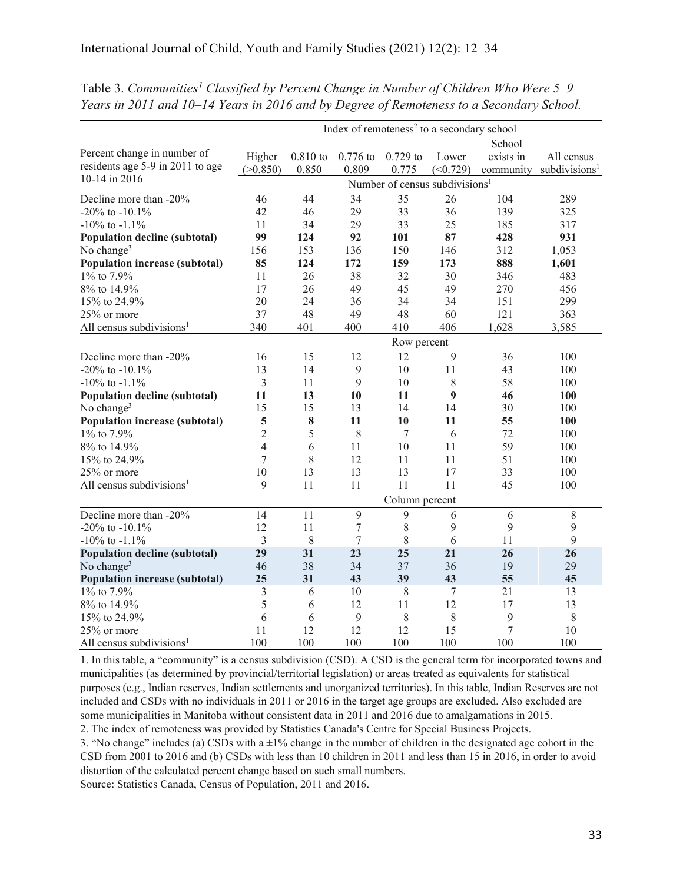Table 3. *Communities[1] Classified by Percent Change in Number of Children Who Were 5–9 Years in 2011 and 10–14 Years in 2016 and by Degree of Remoteness to a Secondary School.*

| Percent change in number of residents age 5-9 in 2011 to age 10-14 in 2016 | Index of remoteness[2] to a secondary school | | | | | | |
|---|---|---|---|---|---|---|---|
| | Higher (>0.850) | 0.810 to 0.850 | 0.776 to 0.809 | 0.729 to 0.775 | Lower (<0.729) | School exists in community | All census subdivisions[1] |
| | Number of census subdivisions[1] | | | | | | |
| Decline more than -20% | 46 | 44 | 34 | 35 | 26 | 104 | 289 |
| -20% to -10.1% | 42 | 46 | 29 | 33 | 36 | 139 | 325 |
| -10% to -1.1% | 11 | 34 | 29 | 33 | 25 | 185 | 317 |
| **Population decline (subtotal)** | **99** | **124** | **92** | **101** | **87** | **428** | **931** |
| No change[3] | 156 | 153 | 136 | 150 | 146 | 312 | 1,053 |
| **Population increase (subtotal)** | **85** | **124** | **172** | **159** | **173** | **888** | **1,601** |
| 1% to 7.9% | 11 | 26 | 38 | 32 | 30 | 346 | 483 |
| 8% to 14.9% | 17 | 26 | 49 | 45 | 49 | 270 | 456 |
| 15% to 24.9% | 20 | 24 | 36 | 34 | 34 | 151 | 299 |
| 25% or more | 37 | 48 | 49 | 48 | 60 | 121 | 363 |
| All census subdivisions[1] | 340 | 401 | 400 | 410 | 406 | 1,628 | 3,585 |
| | Row percent | | | | | | |
| Decline more than -20% | 16 | 15 | 12 | 12 | 9 | 36 | 100 |
| -20% to -10.1% | 13 | 14 | 9 | 10 | 11 | 43 | 100 |
| -10% to -1.1% | 3 | 11 | 9 | 10 | 8 | 58 | 100 |
| **Population decline (subtotal)** | **11** | **13** | **10** | **11** | **9** | **46** | **100** |
| No change[3] | 15 | 15 | 13 | 14 | 14 | 30 | 100 |
| **Population increase (subtotal)** | **5** | **8** | **11** | **10** | **11** | **55** | **100** |
| 1% to 7.9% | 2 | 5 | 8 | 7 | 6 | 72 | 100 |
| 8% to 14.9% | 4 | 6 | 11 | 10 | 11 | 59 | 100 |
| 15% to 24.9% | 7 | 8 | 12 | 11 | 11 | 51 | 100 |
| 25% or more | 10 | 13 | 13 | 13 | 17 | 33 | 100 |
| All census subdivisions[1] | 9 | 11 | 11 | 11 | 11 | 45 | 100 |
| | Column percent | | | | | | |
| Decline more than -20% | 14 | 11 | 9 | 9 | 6 | 6 | 8 |
| -20% to -10.1% | 12 | 11 | 7 | 8 | 9 | 9 | 9 |
| -10% to -1.1% | 3 | 8 | 7 | 8 | 6 | 11 | 9 |
| **Population decline (subtotal)** | **29** | **31** | **23** | **25** | **21** | **26** | **26** |
| No change[3] | 46 | 38 | 34 | 37 | 36 | 19 | 29 |
| **Population increase (subtotal)** | **25** | **31** | **43** | **39** | **43** | **55** | **45** |
| 1% to 7.9% | 3 | 6 | 10 | 8 | 7 | 21 | 13 |
| 8% to 14.9% | 5 | 6 | 12 | 11 | 12 | 17 | 13 |
| 15% to 24.9% | 6 | 6 | 9 | 8 | 8 | 9 | 8 |
| 25% or more | 11 | 12 | 12 | 12 | 15 | 7 | 10 |
| All census subdivisions[1] | 100 | 100 | 100 | 100 | 100 | 100 | 100 |

1. In this table, a "community" is a census subdivision (CSD). A CSD is the general term for incorporated towns and municipalities (as determined by provincial/territorial legislation) or areas treated as equivalents for statistical purposes (e.g., Indian reserves, Indian settlements and unorganized territories). In this table, Indian Reserves are not included and CSDs with no individuals in 2011 or 2016 in the target age groups are excluded. Also excluded are some municipalities in Manitoba without consistent data in 2011 and 2016 due to amalgamations in 2015.
2. The index of remoteness was provided by Statistics Canada's Centre for Special Business Projects.
3. "No change" includes (a) CSDs with a ±1% change in the number of children in the designated age cohort in the CSD from 2001 to 2016 and (b) CSDs with less than 10 children in 2011 and less than 15 in 2016, in order to avoid distortion of the calculated percent change based on such small numbers.

Source: Statistics Canada, Census of Population, 2011 and 2016.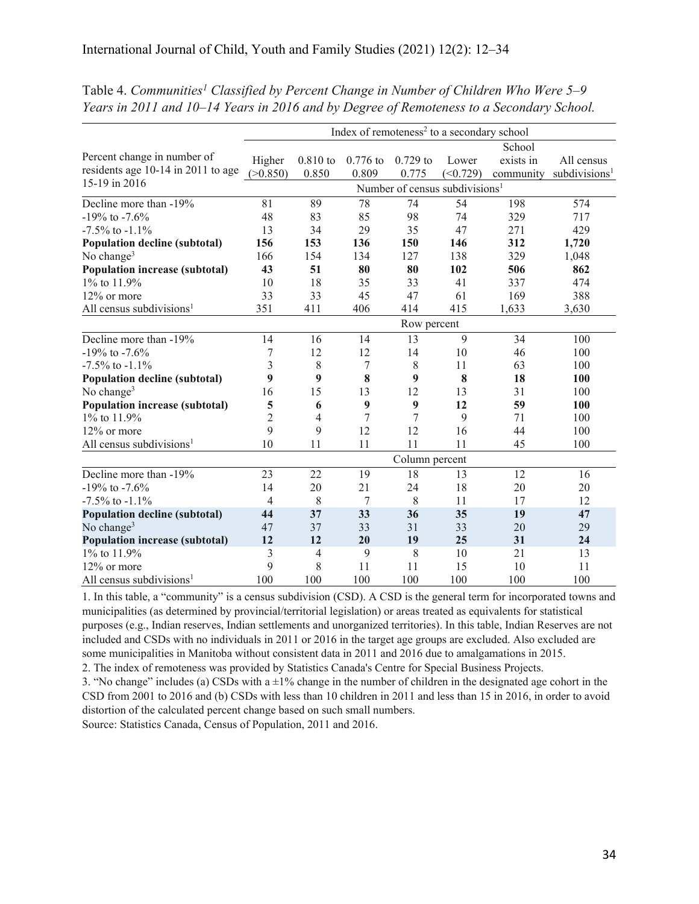Table 4. *Communities[1] Classified by Percent Change in Number of Children Who Were 5–9 Years in 2011 and 10–14 Years in 2016 and by Degree of Remoteness to a Secondary School.*

| Percent change in number of residents age 10-14 in 2011 to age 15-19 in 2016 | Index of remoteness[2] to a secondary school | | | | | | |
|---|---|---|---|---|---|---|---|
| | Higher (>0.850) | 0.810 to 0.850 | 0.776 to 0.809 | 0.729 to 0.775 | Lower (<0.729) | School exists in community | All census subdivisions[1] |
| | Number of census subdivisions[1] | | | | | | |
| Decline more than -19% | 81 | 89 | 78 | 74 | 54 | 198 | 574 |
| -19% to -7.6% | 48 | 83 | 85 | 98 | 74 | 329 | 717 |
| -7.5% to -1.1% | 13 | 34 | 29 | 35 | 47 | 271 | 429 |
| **Population decline (subtotal)** | **156** | **153** | **136** | **150** | **146** | **312** | **1,720** |
| No change[3] | 166 | 154 | 134 | 127 | 138 | 329 | 1,048 |
| **Population increase (subtotal)** | **43** | **51** | **80** | **80** | **102** | **506** | **862** |
| 1% to 11.9% | 10 | 18 | 35 | 33 | 41 | 337 | 474 |
| 12% or more | 33 | 33 | 45 | 47 | 61 | 169 | 388 |
| All census subdivisions[1] | 351 | 411 | 406 | 414 | 415 | 1,633 | 3,630 |
| | Row percent | | | | | | |
| Decline more than -19% | 14 | 16 | 14 | 13 | 9 | 34 | 100 |
| -19% to -7.6% | 7 | 12 | 12 | 14 | 10 | 46 | 100 |
| -7.5% to -1.1% | 3 | 8 | 7 | 8 | 11 | 63 | 100 |
| **Population decline (subtotal)** | **9** | **9** | **8** | **9** | **8** | **18** | **100** |
| No change[3] | 16 | 15 | 13 | 12 | 13 | 31 | 100 |
| **Population increase (subtotal)** | **5** | **6** | **9** | **9** | **12** | **59** | **100** |
| 1% to 11.9% | 2 | 4 | 7 | 7 | 9 | 71 | 100 |
| 12% or more | 9 | 9 | 12 | 12 | 16 | 44 | 100 |
| All census subdivisions[1] | 10 | 11 | 11 | 11 | 11 | 45 | 100 |
| | Column percent | | | | | | |
| Decline more than -19% | 23 | 22 | 19 | 18 | 13 | 12 | 16 |
| -19% to -7.6% | 14 | 20 | 21 | 24 | 18 | 20 | 20 |
| -7.5% to -1.1% | 4 | 8 | 7 | 8 | 11 | 17 | 12 |
| **Population decline (subtotal)** | **44** | **37** | **33** | **36** | **35** | **19** | **47** |
| No change[3] | 47 | 37 | 33 | 31 | 33 | 20 | 29 |
| **Population increase (subtotal)** | **12** | **12** | **20** | **19** | **25** | **31** | **24** |
| 1% to 11.9% | 3 | 4 | 9 | 8 | 10 | 21 | 13 |
| 12% or more | 9 | 8 | 11 | 11 | 15 | 10 | 11 |
| All census subdivisions[1] | 100 | 100 | 100 | 100 | 100 | 100 | 100 |

1. In this table, a "community" is a census subdivision (CSD). A CSD is the general term for incorporated towns and municipalities (as determined by provincial/territorial legislation) or areas treated as equivalents for statistical purposes (e.g., Indian reserves, Indian settlements and unorganized territories). In this table, Indian Reserves are not included and CSDs with no individuals in 2011 or 2016 in the target age groups are excluded. Also excluded are some municipalities in Manitoba without consistent data in 2011 and 2016 due to amalgamations in 2015.
2. The index of remoteness was provided by Statistics Canada's Centre for Special Business Projects.
3. "No change" includes (a) CSDs with a ±1% change in the number of children in the designated age cohort in the CSD from 2001 to 2016 and (b) CSDs with less than 10 children in 2011 and less than 15 in 2016, in order to avoid distortion of the calculated percent change based on such small numbers.

Source: Statistics Canada, Census of Population, 2011 and 2016.